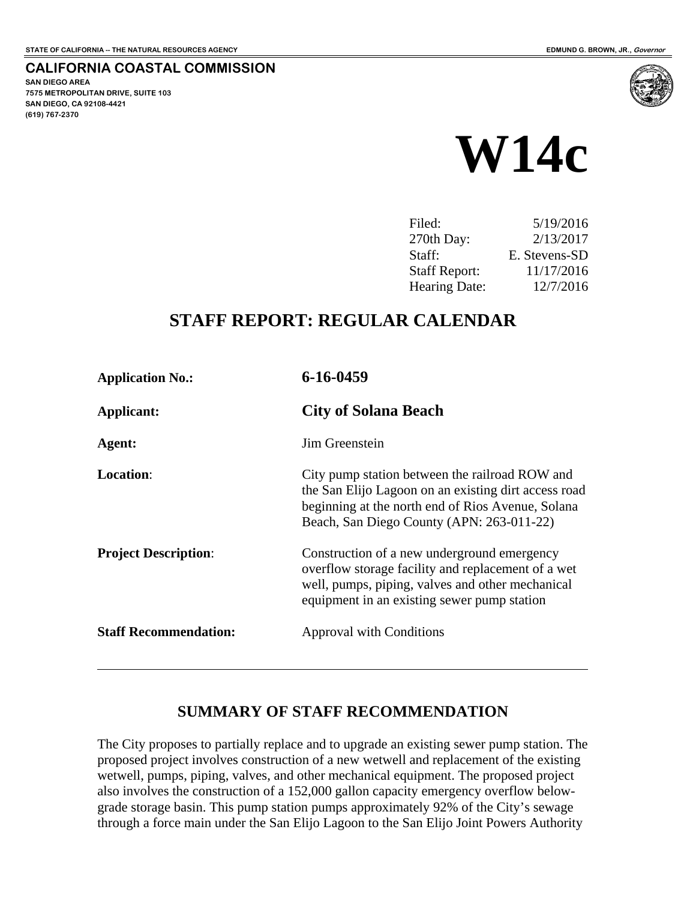STATE OF CALIFORNIA -- THE NATURAL RESOURCES AGENCY | EDMUND G. BROWN, JR., *Governor*

**CALIFORNIA COASTAL COMMISSION**
**SAN DIEGO AREA**
**7575 METROPOLITAN DRIVE, SUITE 103**
**SAN DIEGO, CA 92108-4421**
**(619) 767-2370**

# W14c

| | |
|---|---|
| Filed: | 5/19/2016 |
| 270th Day: | 2/13/2017 |
| Staff: | E. Stevens-SD |
| Staff Report: | 11/17/2016 |
| Hearing Date: | 12/7/2016 |

## STAFF REPORT: REGULAR CALENDAR

| | |
|---|---|
| **Application No.:** | **6-16-0459** |
| **Applicant:** | **City of Solana Beach** |
| **Agent:** | Jim Greenstein |
| **Location**: | City pump station between the railroad ROW and the San Elijo Lagoon on an existing dirt access road beginning at the north end of Rios Avenue, Solana Beach, San Diego County (APN: 263-011-22) |
| **Project Description**: | Construction of a new underground emergency overflow storage facility and replacement of a wet well, pumps, piping, valves and other mechanical equipment in an existing sewer pump station |
| **Staff Recommendation:** | Approval with Conditions |

---

## SUMMARY OF STAFF RECOMMENDATION

The City proposes to partially replace and to upgrade an existing sewer pump station. The proposed project involves construction of a new wetwell and replacement of the existing wetwell, pumps, piping, valves, and other mechanical equipment. The proposed project also involves the construction of a 152,000 gallon capacity emergency overflow below-grade storage basin. This pump station pumps approximately 92% of the City's sewage through a force main under the San Elijo Lagoon to the San Elijo Joint Powers Authority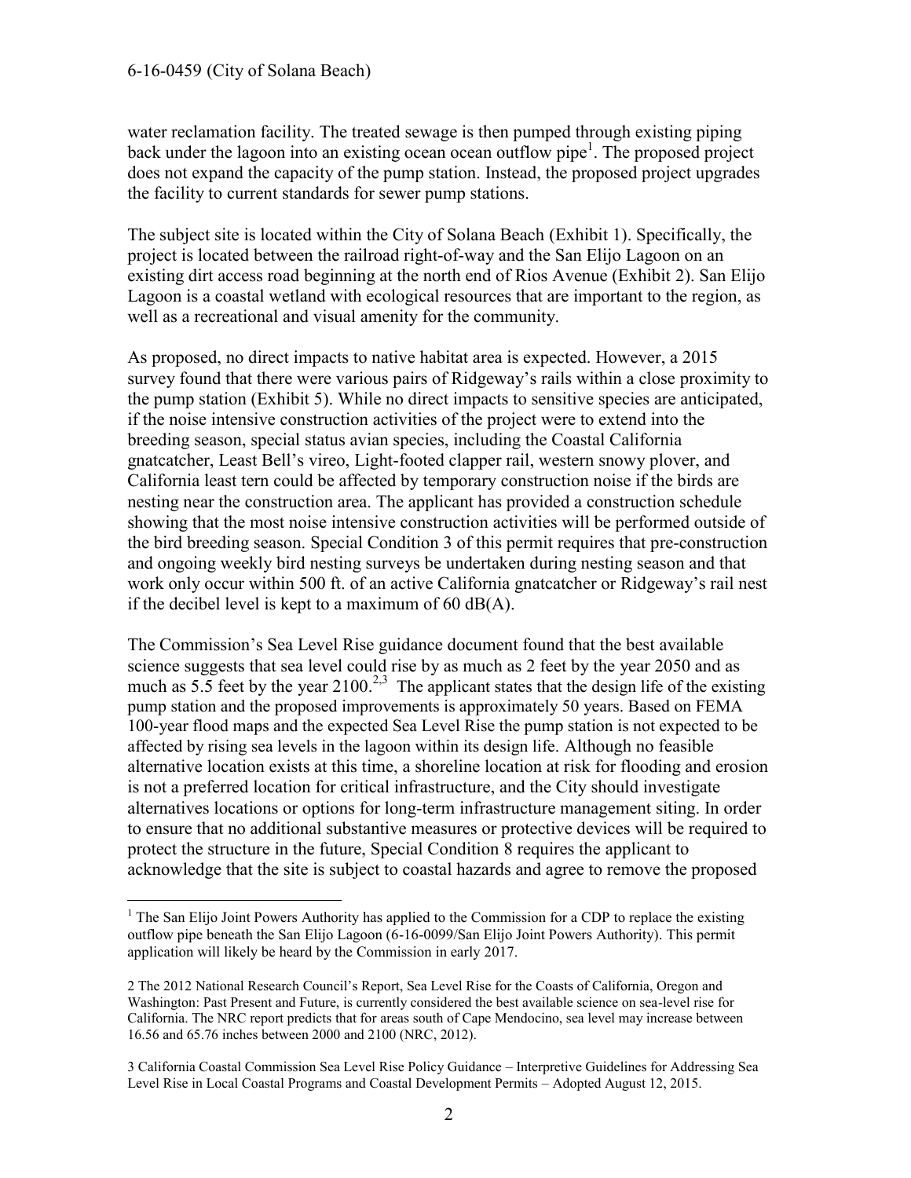water reclamation facility. The treated sewage is then pumped through existing piping back under the lagoon into an existing ocean ocean outflow pipe[1]. The proposed project does not expand the capacity of the pump station. Instead, the proposed project upgrades the facility to current standards for sewer pump stations.

The subject site is located within the City of Solana Beach (Exhibit 1). Specifically, the project is located between the railroad right-of-way and the San Elijo Lagoon on an existing dirt access road beginning at the north end of Rios Avenue (Exhibit 2). San Elijo Lagoon is a coastal wetland with ecological resources that are important to the region, as well as a recreational and visual amenity for the community.

As proposed, no direct impacts to native habitat area is expected. However, a 2015 survey found that there were various pairs of Ridgeway's rails within a close proximity to the pump station (Exhibit 5). While no direct impacts to sensitive species are anticipated, if the noise intensive construction activities of the project were to extend into the breeding season, special status avian species, including the Coastal California gnatcatcher, Least Bell's vireo, Light-footed clapper rail, western snowy plover, and California least tern could be affected by temporary construction noise if the birds are nesting near the construction area. The applicant has provided a construction schedule showing that the most noise intensive construction activities will be performed outside of the bird breeding season. Special Condition 3 of this permit requires that pre-construction and ongoing weekly bird nesting surveys be undertaken during nesting season and that work only occur within 500 ft. of an active California gnatcatcher or Ridgeway's rail nest if the decibel level is kept to a maximum of 60 dB(A).

The Commission's Sea Level Rise guidance document found that the best available science suggests that sea level could rise by as much as 2 feet by the year 2050 and as much as 5.5 feet by the year 2100.[2,3] The applicant states that the design life of the existing pump station and the proposed improvements is approximately 50 years. Based on FEMA 100-year flood maps and the expected Sea Level Rise the pump station is not expected to be affected by rising sea levels in the lagoon within its design life. Although no feasible alternative location exists at this time, a shoreline location at risk for flooding and erosion is not a preferred location for critical infrastructure, and the City should investigate alternatives locations or options for long-term infrastructure management siting. In order to ensure that no additional substantive measures or protective devices will be required to protect the structure in the future, Special Condition 8 requires the applicant to acknowledge that the site is subject to coastal hazards and agree to remove the proposed

---

[1] The San Elijo Joint Powers Authority has applied to the Commission for a CDP to replace the existing outflow pipe beneath the San Elijo Lagoon (6-16-0099/San Elijo Joint Powers Authority). This permit application will likely be heard by the Commission in early 2017.

2 The 2012 National Research Council's Report, Sea Level Rise for the Coasts of California, Oregon and Washington: Past Present and Future, is currently considered the best available science on sea-level rise for California. The NRC report predicts that for areas south of Cape Mendocino, sea level may increase between 16.56 and 65.76 inches between 2000 and 2100 (NRC, 2012).

3 California Coastal Commission Sea Level Rise Policy Guidance – Interpretive Guidelines for Addressing Sea Level Rise in Local Coastal Programs and Coastal Development Permits – Adopted August 12, 2015.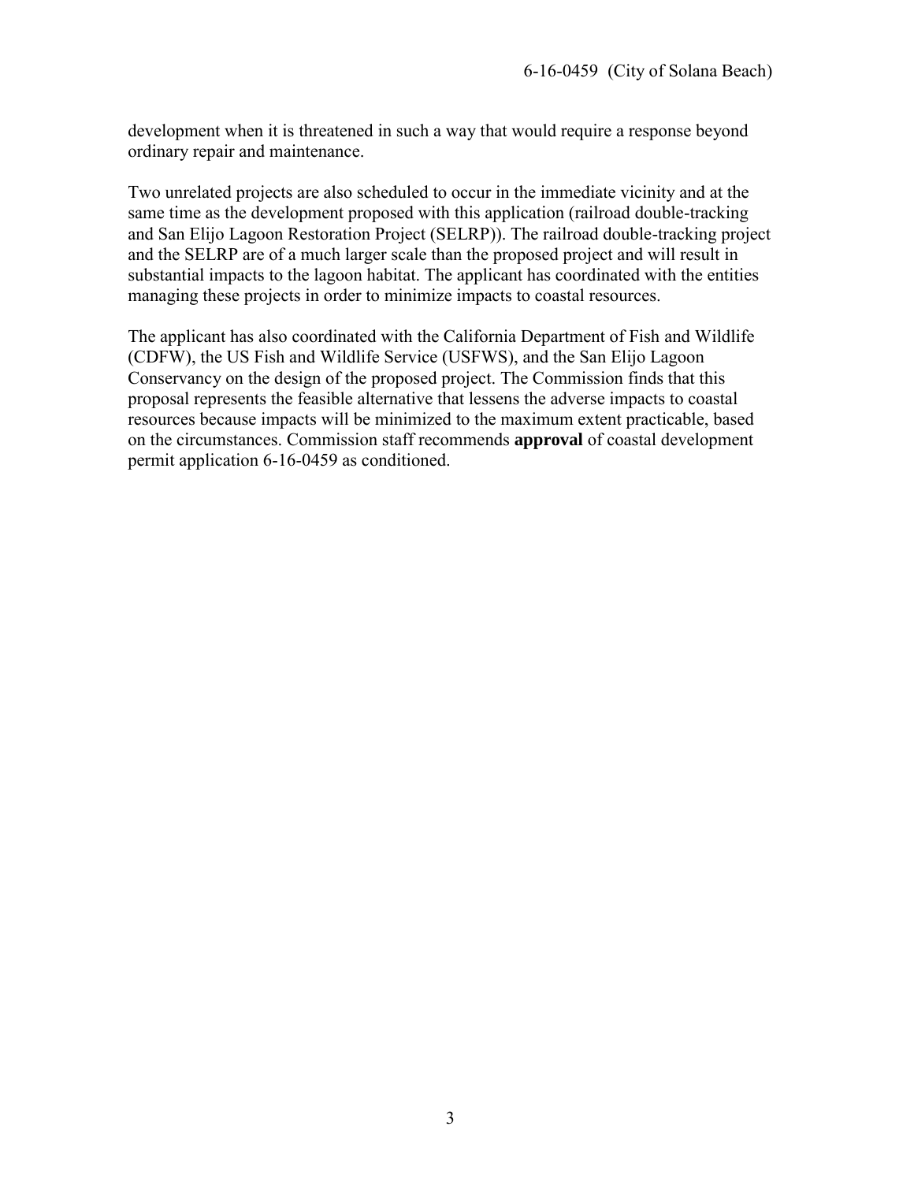development when it is threatened in such a way that would require a response beyond ordinary repair and maintenance.

Two unrelated projects are also scheduled to occur in the immediate vicinity and at the same time as the development proposed with this application (railroad double-tracking and San Elijo Lagoon Restoration Project (SELRP)). The railroad double-tracking project and the SELRP are of a much larger scale than the proposed project and will result in substantial impacts to the lagoon habitat. The applicant has coordinated with the entities managing these projects in order to minimize impacts to coastal resources.

The applicant has also coordinated with the California Department of Fish and Wildlife (CDFW), the US Fish and Wildlife Service (USFWS), and the San Elijo Lagoon Conservancy on the design of the proposed project. The Commission finds that this proposal represents the feasible alternative that lessens the adverse impacts to coastal resources because impacts will be minimized to the maximum extent practicable, based on the circumstances. Commission staff recommends **approval** of coastal development permit application 6-16-0459 as conditioned.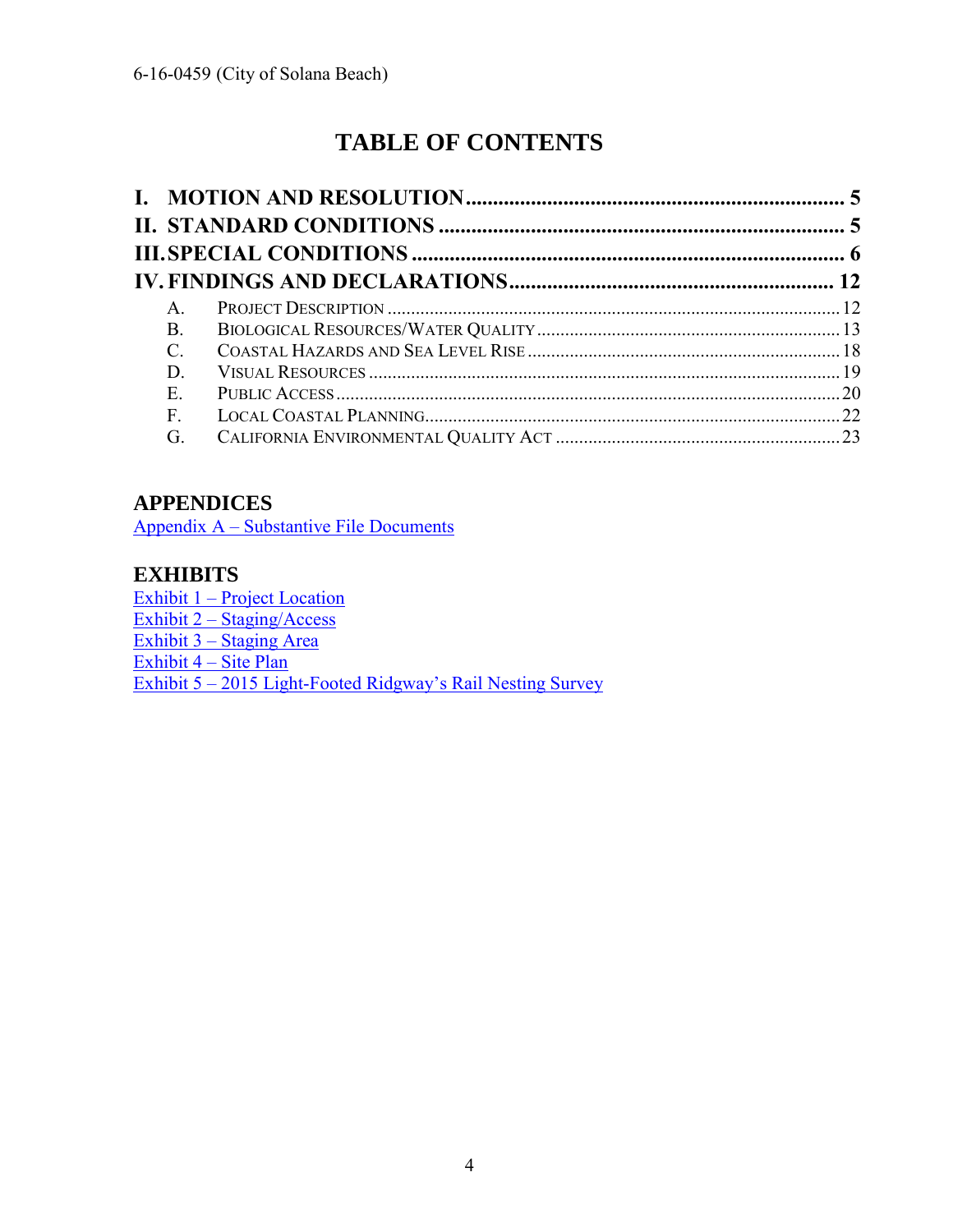# TABLE OF CONTENTS

**I. MOTION AND RESOLUTION** ........................................................................ **5**
**II. STANDARD CONDITIONS** ........................................................................ **5**
**III. SPECIAL CONDITIONS** ........................................................................ **6**
**IV. FINDINGS AND DECLARATIONS** ........................................................................ **12**

- A. PROJECT DESCRIPTION ........................................................................ 12
- B. BIOLOGICAL RESOURCES/WATER QUALITY ........................................................................ 13
- C. COASTAL HAZARDS AND SEA LEVEL RISE ........................................................................ 18
- D. VISUAL RESOURCES ........................................................................ 19
- E. PUBLIC ACCESS ........................................................................ 20
- F. LOCAL COASTAL PLANNING ........................................................................ 22
- G. CALIFORNIA ENVIRONMENTAL QUALITY ACT ........................................................................ 23

## APPENDICES

Appendix A – Substantive File Documents

## EXHIBITS

Exhibit 1 – Project Location
Exhibit 2 – Staging/Access
Exhibit 3 – Staging Area
Exhibit 4 – Site Plan
Exhibit 5 – 2015 Light-Footed Ridgway's Rail Nesting Survey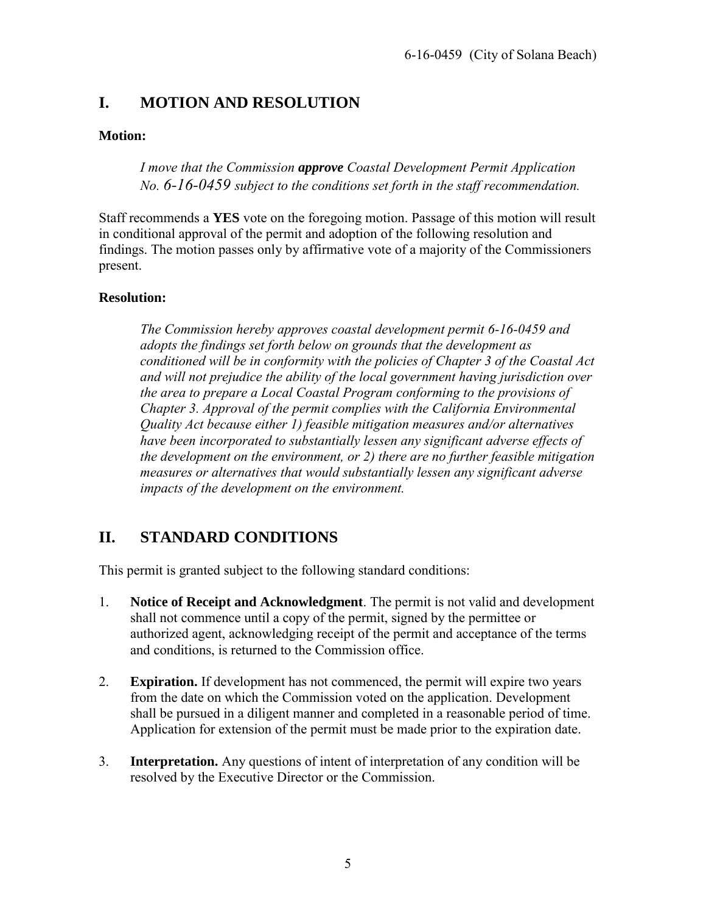## I. MOTION AND RESOLUTION

**Motion:**

> *I move that the Commission **approve** Coastal Development Permit Application No. 6-16-0459 subject to the conditions set forth in the staff recommendation.*

Staff recommends a **YES** vote on the foregoing motion. Passage of this motion will result in conditional approval of the permit and adoption of the following resolution and findings. The motion passes only by affirmative vote of a majority of the Commissioners present.

**Resolution:**

> *The Commission hereby approves coastal development permit 6-16-0459 and adopts the findings set forth below on grounds that the development as conditioned will be in conformity with the policies of Chapter 3 of the Coastal Act and will not prejudice the ability of the local government having jurisdiction over the area to prepare a Local Coastal Program conforming to the provisions of Chapter 3. Approval of the permit complies with the California Environmental Quality Act because either 1) feasible mitigation measures and/or alternatives have been incorporated to substantially lessen any significant adverse effects of the development on the environment, or 2) there are no further feasible mitigation measures or alternatives that would substantially lessen any significant adverse impacts of the development on the environment.*

## II. STANDARD CONDITIONS

This permit is granted subject to the following standard conditions:

1. **Notice of Receipt and Acknowledgment**. The permit is not valid and development shall not commence until a copy of the permit, signed by the permittee or authorized agent, acknowledging receipt of the permit and acceptance of the terms and conditions, is returned to the Commission office.

2. **Expiration.** If development has not commenced, the permit will expire two years from the date on which the Commission voted on the application. Development shall be pursued in a diligent manner and completed in a reasonable period of time. Application for extension of the permit must be made prior to the expiration date.

3. **Interpretation.** Any questions of intent of interpretation of any condition will be resolved by the Executive Director or the Commission.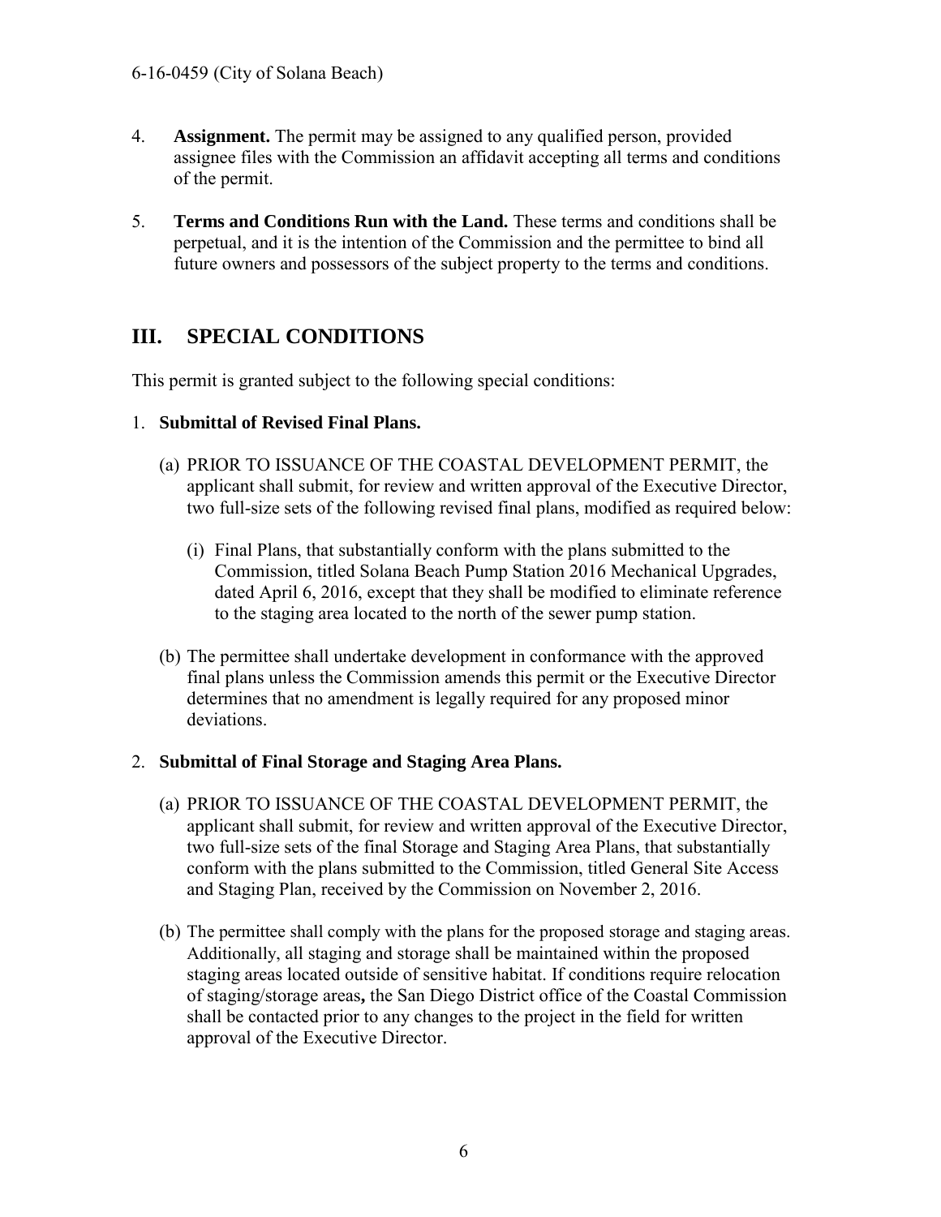4. **Assignment.** The permit may be assigned to any qualified person, provided assignee files with the Commission an affidavit accepting all terms and conditions of the permit.

5. **Terms and Conditions Run with the Land.** These terms and conditions shall be perpetual, and it is the intention of the Commission and the permittee to bind all future owners and possessors of the subject property to the terms and conditions.

## III. SPECIAL CONDITIONS

This permit is granted subject to the following special conditions:

1. **Submittal of Revised Final Plans.**

   (a) PRIOR TO ISSUANCE OF THE COASTAL DEVELOPMENT PERMIT, the applicant shall submit, for review and written approval of the Executive Director, two full-size sets of the following revised final plans, modified as required below:

   (i) Final Plans, that substantially conform with the plans submitted to the Commission, titled Solana Beach Pump Station 2016 Mechanical Upgrades, dated April 6, 2016, except that they shall be modified to eliminate reference to the staging area located to the north of the sewer pump station.

   (b) The permittee shall undertake development in conformance with the approved final plans unless the Commission amends this permit or the Executive Director determines that no amendment is legally required for any proposed minor deviations.

2. **Submittal of Final Storage and Staging Area Plans.**

   (a) PRIOR TO ISSUANCE OF THE COASTAL DEVELOPMENT PERMIT, the applicant shall submit, for review and written approval of the Executive Director, two full-size sets of the final Storage and Staging Area Plans, that substantially conform with the plans submitted to the Commission, titled General Site Access and Staging Plan, received by the Commission on November 2, 2016.

   (b) The permittee shall comply with the plans for the proposed storage and staging areas. Additionally, all staging and storage shall be maintained within the proposed staging areas located outside of sensitive habitat. If conditions require relocation of staging/storage areas**,** the San Diego District office of the Coastal Commission shall be contacted prior to any changes to the project in the field for written approval of the Executive Director.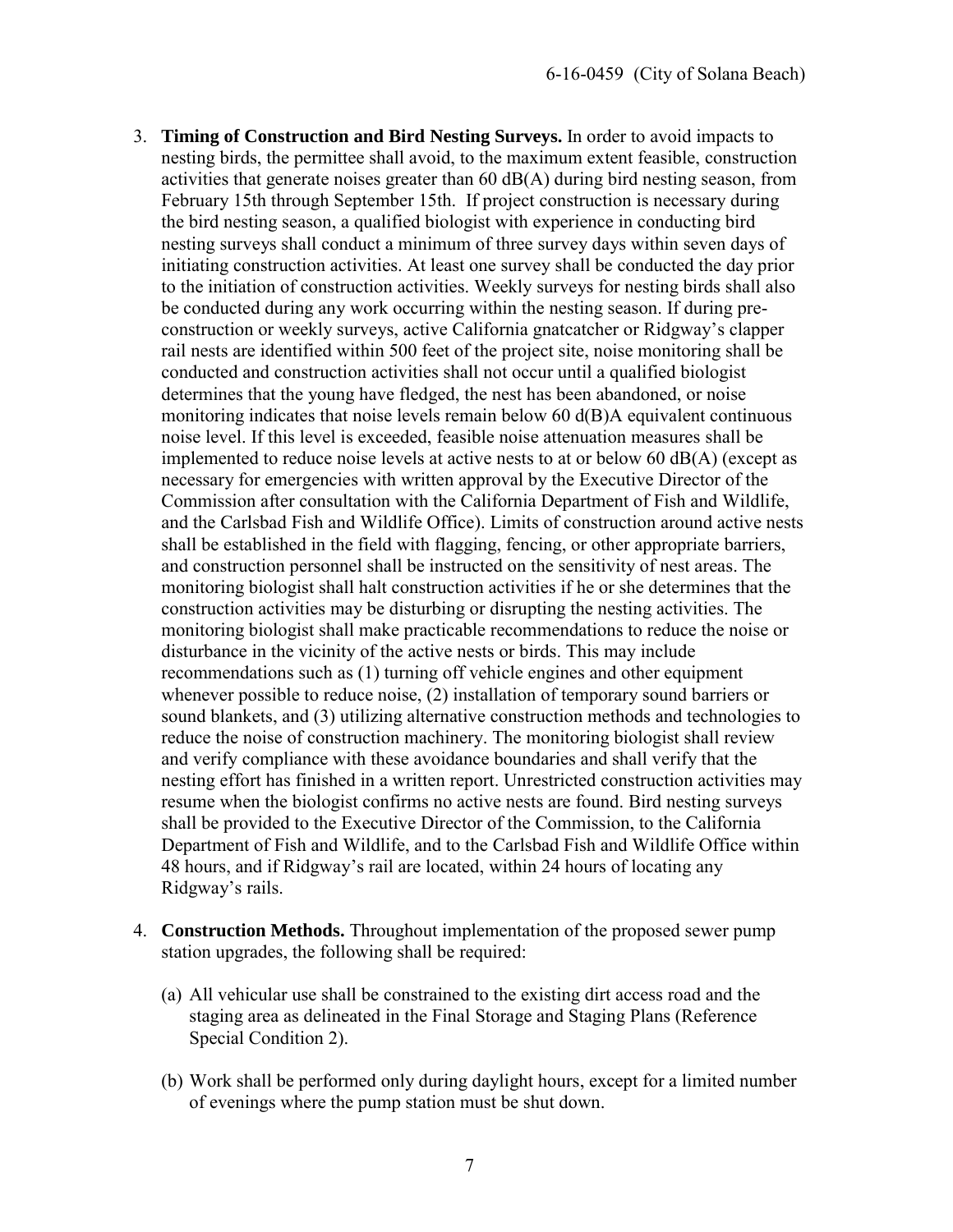3. **Timing of Construction and Bird Nesting Surveys.** In order to avoid impacts to nesting birds, the permittee shall avoid, to the maximum extent feasible, construction activities that generate noises greater than 60 dB(A) during bird nesting season, from February 15th through September 15th. If project construction is necessary during the bird nesting season, a qualified biologist with experience in conducting bird nesting surveys shall conduct a minimum of three survey days within seven days of initiating construction activities. At least one survey shall be conducted the day prior to the initiation of construction activities. Weekly surveys for nesting birds shall also be conducted during any work occurring within the nesting season. If during pre-construction or weekly surveys, active California gnatcatcher or Ridgway's clapper rail nests are identified within 500 feet of the project site, noise monitoring shall be conducted and construction activities shall not occur until a qualified biologist determines that the young have fledged, the nest has been abandoned, or noise monitoring indicates that noise levels remain below 60 d(B)A equivalent continuous noise level. If this level is exceeded, feasible noise attenuation measures shall be implemented to reduce noise levels at active nests to at or below 60 dB(A) (except as necessary for emergencies with written approval by the Executive Director of the Commission after consultation with the California Department of Fish and Wildlife, and the Carlsbad Fish and Wildlife Office). Limits of construction around active nests shall be established in the field with flagging, fencing, or other appropriate barriers, and construction personnel shall be instructed on the sensitivity of nest areas. The monitoring biologist shall halt construction activities if he or she determines that the construction activities may be disturbing or disrupting the nesting activities. The monitoring biologist shall make practicable recommendations to reduce the noise or disturbance in the vicinity of the active nests or birds. This may include recommendations such as (1) turning off vehicle engines and other equipment whenever possible to reduce noise, (2) installation of temporary sound barriers or sound blankets, and (3) utilizing alternative construction methods and technologies to reduce the noise of construction machinery. The monitoring biologist shall review and verify compliance with these avoidance boundaries and shall verify that the nesting effort has finished in a written report. Unrestricted construction activities may resume when the biologist confirms no active nests are found. Bird nesting surveys shall be provided to the Executive Director of the Commission, to the California Department of Fish and Wildlife, and to the Carlsbad Fish and Wildlife Office within 48 hours, and if Ridgway's rail are located, within 24 hours of locating any Ridgway's rails.

4. **Construction Methods.** Throughout implementation of the proposed sewer pump station upgrades, the following shall be required:

   (a) All vehicular use shall be constrained to the existing dirt access road and the staging area as delineated in the Final Storage and Staging Plans (Reference Special Condition 2).

   (b) Work shall be performed only during daylight hours, except for a limited number of evenings where the pump station must be shut down.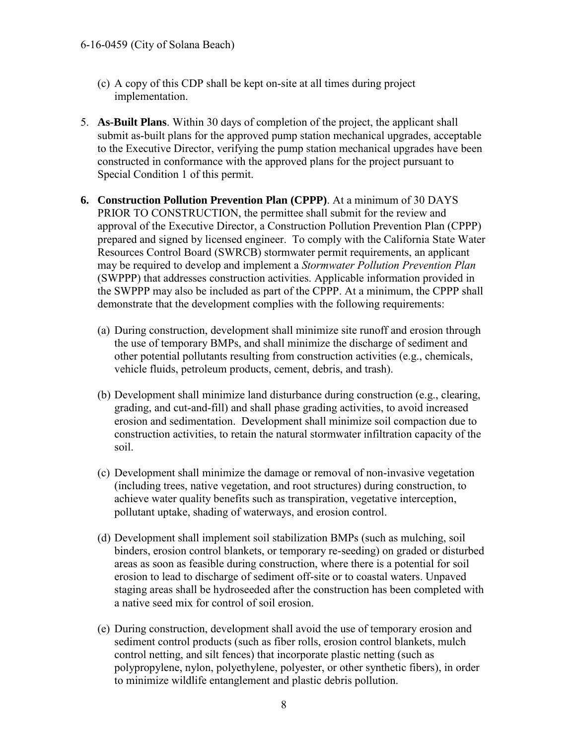(c) A copy of this CDP shall be kept on-site at all times during project implementation.

5. **As-Built Plans**. Within 30 days of completion of the project, the applicant shall submit as-built plans for the approved pump station mechanical upgrades, acceptable to the Executive Director, verifying the pump station mechanical upgrades have been constructed in conformance with the approved plans for the project pursuant to Special Condition 1 of this permit.

6. **Construction Pollution Prevention Plan (CPPP)**. At a minimum of 30 DAYS PRIOR TO CONSTRUCTION, the permittee shall submit for the review and approval of the Executive Director, a Construction Pollution Prevention Plan (CPPP) prepared and signed by licensed engineer. To comply with the California State Water Resources Control Board (SWRCB) stormwater permit requirements, an applicant may be required to develop and implement a *Stormwater Pollution Prevention Plan* (SWPPP) that addresses construction activities. Applicable information provided in the SWPPP may also be included as part of the CPPP. At a minimum, the CPPP shall demonstrate that the development complies with the following requirements:

   (a) During construction, development shall minimize site runoff and erosion through the use of temporary BMPs, and shall minimize the discharge of sediment and other potential pollutants resulting from construction activities (e.g., chemicals, vehicle fluids, petroleum products, cement, debris, and trash).

   (b) Development shall minimize land disturbance during construction (e.g., clearing, grading, and cut-and-fill) and shall phase grading activities, to avoid increased erosion and sedimentation. Development shall minimize soil compaction due to construction activities, to retain the natural stormwater infiltration capacity of the soil.

   (c) Development shall minimize the damage or removal of non-invasive vegetation (including trees, native vegetation, and root structures) during construction, to achieve water quality benefits such as transpiration, vegetative interception, pollutant uptake, shading of waterways, and erosion control.

   (d) Development shall implement soil stabilization BMPs (such as mulching, soil binders, erosion control blankets, or temporary re-seeding) on graded or disturbed areas as soon as feasible during construction, where there is a potential for soil erosion to lead to discharge of sediment off-site or to coastal waters. Unpaved staging areas shall be hydroseeded after the construction has been completed with a native seed mix for control of soil erosion.

   (e) During construction, development shall avoid the use of temporary erosion and sediment control products (such as fiber rolls, erosion control blankets, mulch control netting, and silt fences) that incorporate plastic netting (such as polypropylene, nylon, polyethylene, polyester, or other synthetic fibers), in order to minimize wildlife entanglement and plastic debris pollution.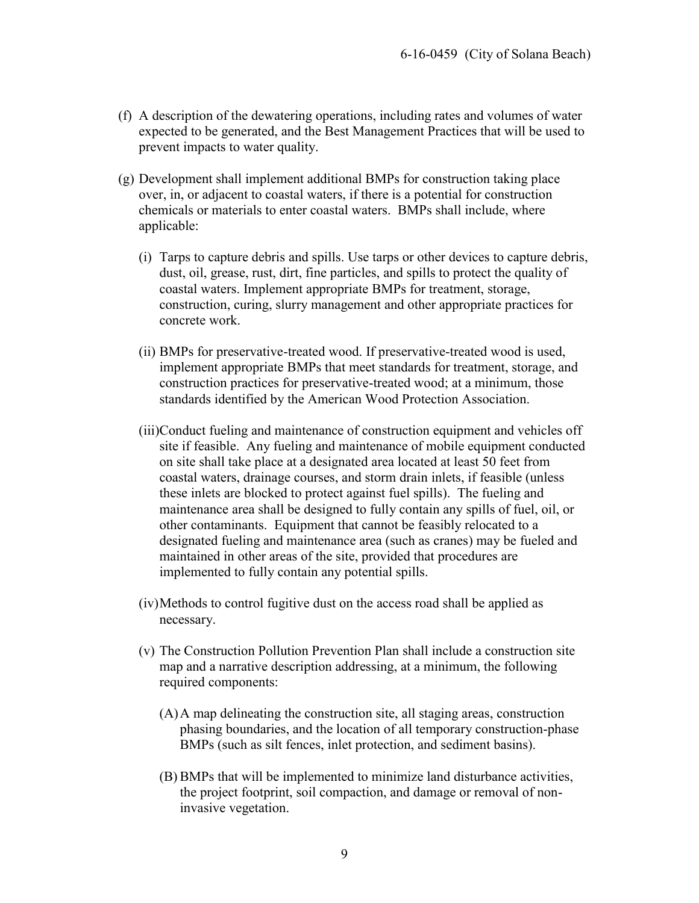(f) A description of the dewatering operations, including rates and volumes of water expected to be generated, and the Best Management Practices that will be used to prevent impacts to water quality.

(g) Development shall implement additional BMPs for construction taking place over, in, or adjacent to coastal waters, if there is a potential for construction chemicals or materials to enter coastal waters. BMPs shall include, where applicable:

   (i) Tarps to capture debris and spills. Use tarps or other devices to capture debris, dust, oil, grease, rust, dirt, fine particles, and spills to protect the quality of coastal waters. Implement appropriate BMPs for treatment, storage, construction, curing, slurry management and other appropriate practices for concrete work.

   (ii) BMPs for preservative-treated wood. If preservative-treated wood is used, implement appropriate BMPs that meet standards for treatment, storage, and construction practices for preservative-treated wood; at a minimum, those standards identified by the American Wood Protection Association.

   (iii) Conduct fueling and maintenance of construction equipment and vehicles off site if feasible. Any fueling and maintenance of mobile equipment conducted on site shall take place at a designated area located at least 50 feet from coastal waters, drainage courses, and storm drain inlets, if feasible (unless these inlets are blocked to protect against fuel spills). The fueling and maintenance area shall be designed to fully contain any spills of fuel, oil, or other contaminants. Equipment that cannot be feasibly relocated to a designated fueling and maintenance area (such as cranes) may be fueled and maintained in other areas of the site, provided that procedures are implemented to fully contain any potential spills.

   (iv) Methods to control fugitive dust on the access road shall be applied as necessary.

   (v) The Construction Pollution Prevention Plan shall include a construction site map and a narrative description addressing, at a minimum, the following required components:

      (A) A map delineating the construction site, all staging areas, construction phasing boundaries, and the location of all temporary construction-phase BMPs (such as silt fences, inlet protection, and sediment basins).

      (B) BMPs that will be implemented to minimize land disturbance activities, the project footprint, soil compaction, and damage or removal of non-invasive vegetation.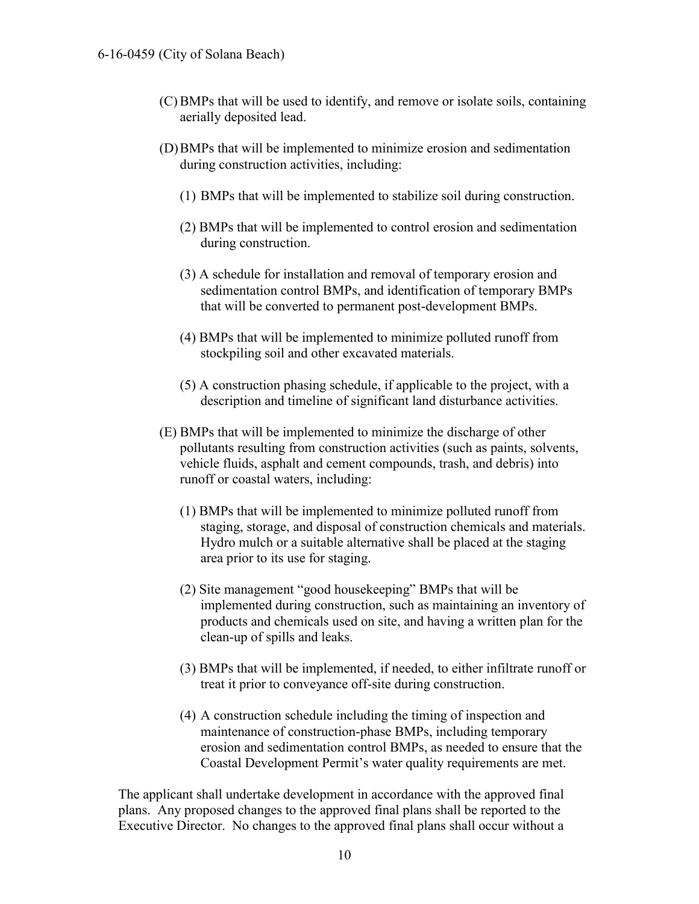(C) BMPs that will be used to identify, and remove or isolate soils, containing aerially deposited lead.

(D) BMPs that will be implemented to minimize erosion and sedimentation during construction activities, including:

(1) BMPs that will be implemented to stabilize soil during construction.

(2) BMPs that will be implemented to control erosion and sedimentation during construction.

(3) A schedule for installation and removal of temporary erosion and sedimentation control BMPs, and identification of temporary BMPs that will be converted to permanent post-development BMPs.

(4) BMPs that will be implemented to minimize polluted runoff from stockpiling soil and other excavated materials.

(5) A construction phasing schedule, if applicable to the project, with a description and timeline of significant land disturbance activities.

(E) BMPs that will be implemented to minimize the discharge of other pollutants resulting from construction activities (such as paints, solvents, vehicle fluids, asphalt and cement compounds, trash, and debris) into runoff or coastal waters, including:

(1) BMPs that will be implemented to minimize polluted runoff from staging, storage, and disposal of construction chemicals and materials. Hydro mulch or a suitable alternative shall be placed at the staging area prior to its use for staging.

(2) Site management "good housekeeping" BMPs that will be implemented during construction, such as maintaining an inventory of products and chemicals used on site, and having a written plan for the clean-up of spills and leaks.

(3) BMPs that will be implemented, if needed, to either infiltrate runoff or treat it prior to conveyance off-site during construction.

(4) A construction schedule including the timing of inspection and maintenance of construction-phase BMPs, including temporary erosion and sedimentation control BMPs, as needed to ensure that the Coastal Development Permit's water quality requirements are met.

The applicant shall undertake development in accordance with the approved final plans. Any proposed changes to the approved final plans shall be reported to the Executive Director. No changes to the approved final plans shall occur without a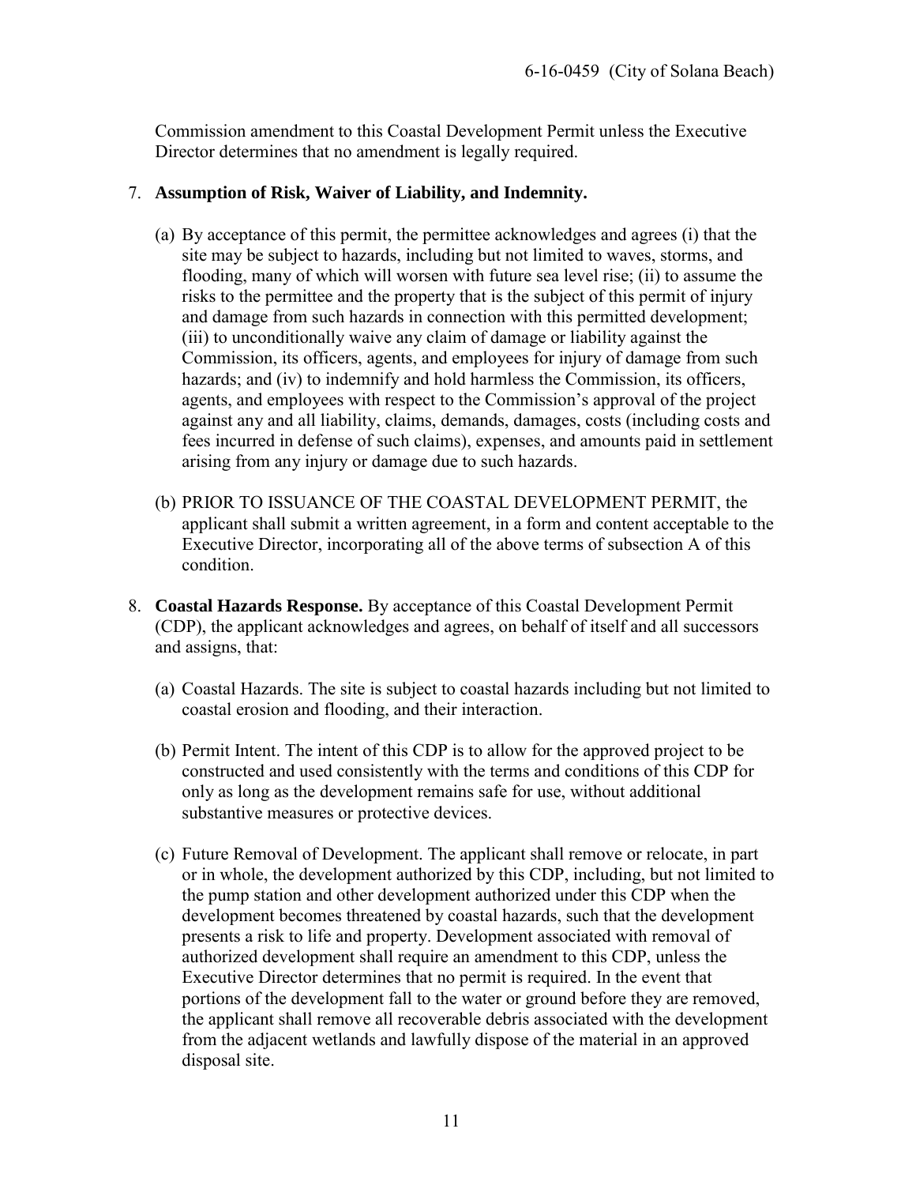Commission amendment to this Coastal Development Permit unless the Executive Director determines that no amendment is legally required.

7. **Assumption of Risk, Waiver of Liability, and Indemnity.**

   (a) By acceptance of this permit, the permittee acknowledges and agrees (i) that the site may be subject to hazards, including but not limited to waves, storms, and flooding, many of which will worsen with future sea level rise; (ii) to assume the risks to the permittee and the property that is the subject of this permit of injury and damage from such hazards in connection with this permitted development; (iii) to unconditionally waive any claim of damage or liability against the Commission, its officers, agents, and employees for injury of damage from such hazards; and (iv) to indemnify and hold harmless the Commission, its officers, agents, and employees with respect to the Commission's approval of the project against any and all liability, claims, demands, damages, costs (including costs and fees incurred in defense of such claims), expenses, and amounts paid in settlement arising from any injury or damage due to such hazards.

   (b) PRIOR TO ISSUANCE OF THE COASTAL DEVELOPMENT PERMIT, the applicant shall submit a written agreement, in a form and content acceptable to the Executive Director, incorporating all of the above terms of subsection A of this condition.

8. **Coastal Hazards Response.** By acceptance of this Coastal Development Permit (CDP), the applicant acknowledges and agrees, on behalf of itself and all successors and assigns, that:

   (a) Coastal Hazards. The site is subject to coastal hazards including but not limited to coastal erosion and flooding, and their interaction.

   (b) Permit Intent. The intent of this CDP is to allow for the approved project to be constructed and used consistently with the terms and conditions of this CDP for only as long as the development remains safe for use, without additional substantive measures or protective devices.

   (c) Future Removal of Development. The applicant shall remove or relocate, in part or in whole, the development authorized by this CDP, including, but not limited to the pump station and other development authorized under this CDP when the development becomes threatened by coastal hazards, such that the development presents a risk to life and property. Development associated with removal of authorized development shall require an amendment to this CDP, unless the Executive Director determines that no permit is required. In the event that portions of the development fall to the water or ground before they are removed, the applicant shall remove all recoverable debris associated with the development from the adjacent wetlands and lawfully dispose of the material in an approved disposal site.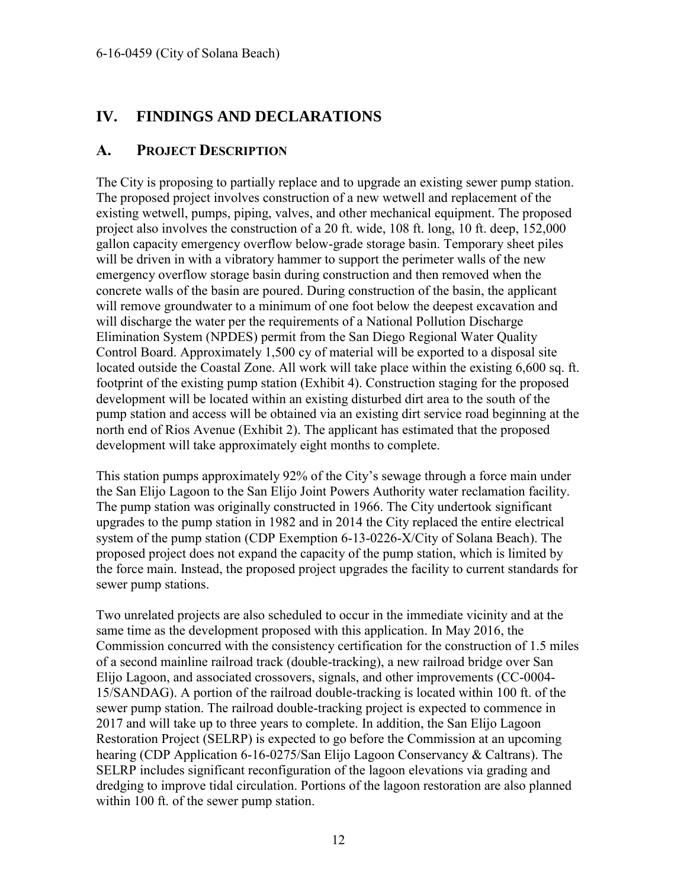# IV. FINDINGS AND DECLARATIONS

## A. PROJECT DESCRIPTION

The City is proposing to partially replace and to upgrade an existing sewer pump station. The proposed project involves construction of a new wetwell and replacement of the existing wetwell, pumps, piping, valves, and other mechanical equipment. The proposed project also involves the construction of a 20 ft. wide, 108 ft. long, 10 ft. deep, 152,000 gallon capacity emergency overflow below-grade storage basin. Temporary sheet piles will be driven in with a vibratory hammer to support the perimeter walls of the new emergency overflow storage basin during construction and then removed when the concrete walls of the basin are poured. During construction of the basin, the applicant will remove groundwater to a minimum of one foot below the deepest excavation and will discharge the water per the requirements of a National Pollution Discharge Elimination System (NPDES) permit from the San Diego Regional Water Quality Control Board. Approximately 1,500 cy of material will be exported to a disposal site located outside the Coastal Zone. All work will take place within the existing 6,600 sq. ft. footprint of the existing pump station (Exhibit 4). Construction staging for the proposed development will be located within an existing disturbed dirt area to the south of the pump station and access will be obtained via an existing dirt service road beginning at the north end of Rios Avenue (Exhibit 2). The applicant has estimated that the proposed development will take approximately eight months to complete.

This station pumps approximately 92% of the City's sewage through a force main under the San Elijo Lagoon to the San Elijo Joint Powers Authority water reclamation facility. The pump station was originally constructed in 1966. The City undertook significant upgrades to the pump station in 1982 and in 2014 the City replaced the entire electrical system of the pump station (CDP Exemption 6-13-0226-X/City of Solana Beach). The proposed project does not expand the capacity of the pump station, which is limited by the force main. Instead, the proposed project upgrades the facility to current standards for sewer pump stations.

Two unrelated projects are also scheduled to occur in the immediate vicinity and at the same time as the development proposed with this application. In May 2016, the Commission concurred with the consistency certification for the construction of 1.5 miles of a second mainline railroad track (double-tracking), a new railroad bridge over San Elijo Lagoon, and associated crossovers, signals, and other improvements (CC-0004-15/SANDAG). A portion of the railroad double-tracking is located within 100 ft. of the sewer pump station. The railroad double-tracking project is expected to commence in 2017 and will take up to three years to complete. In addition, the San Elijo Lagoon Restoration Project (SELRP) is expected to go before the Commission at an upcoming hearing (CDP Application 6-16-0275/San Elijo Lagoon Conservancy & Caltrans). The SELRP includes significant reconfiguration of the lagoon elevations via grading and dredging to improve tidal circulation. Portions of the lagoon restoration are also planned within 100 ft. of the sewer pump station.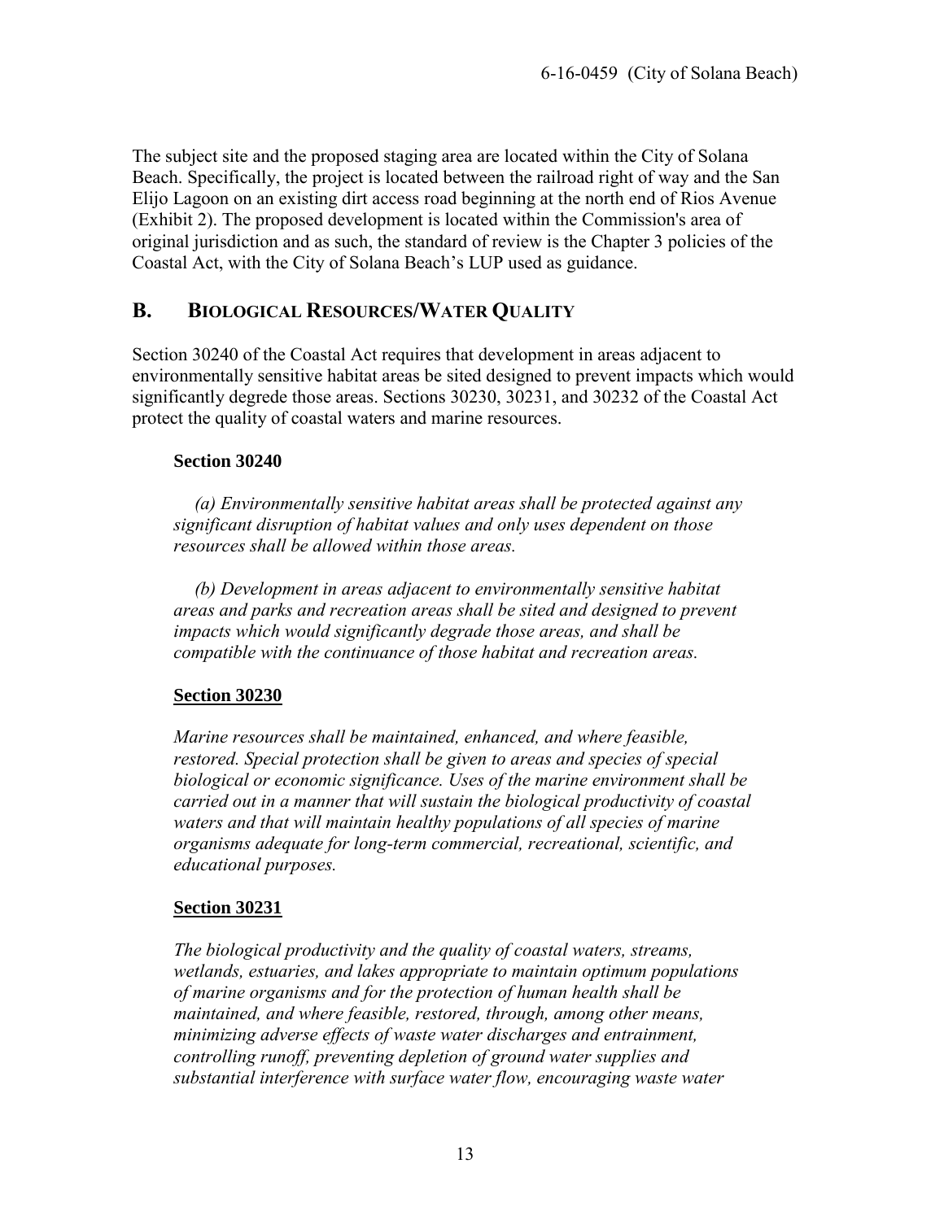The subject site and the proposed staging area are located within the City of Solana Beach. Specifically, the project is located between the railroad right of way and the San Elijo Lagoon on an existing dirt access road beginning at the north end of Rios Avenue (Exhibit 2). The proposed development is located within the Commission's area of original jurisdiction and as such, the standard of review is the Chapter 3 policies of the Coastal Act, with the City of Solana Beach's LUP used as guidance.

## B. BIOLOGICAL RESOURCES/WATER QUALITY

Section 30240 of the Coastal Act requires that development in areas adjacent to environmentally sensitive habitat areas be sited designed to prevent impacts which would significantly degrede those areas. Sections 30230, 30231, and 30232 of the Coastal Act protect the quality of coastal waters and marine resources.

**Section 30240**

*(a) Environmentally sensitive habitat areas shall be protected against any significant disruption of habitat values and only uses dependent on those resources shall be allowed within those areas.*

*(b) Development in areas adjacent to environmentally sensitive habitat areas and parks and recreation areas shall be sited and designed to prevent impacts which would significantly degrade those areas, and shall be compatible with the continuance of those habitat and recreation areas.*

**Section 30230**

*Marine resources shall be maintained, enhanced, and where feasible, restored. Special protection shall be given to areas and species of special biological or economic significance. Uses of the marine environment shall be carried out in a manner that will sustain the biological productivity of coastal waters and that will maintain healthy populations of all species of marine organisms adequate for long-term commercial, recreational, scientific, and educational purposes.*

**Section 30231**

*The biological productivity and the quality of coastal waters, streams, wetlands, estuaries, and lakes appropriate to maintain optimum populations of marine organisms and for the protection of human health shall be maintained, and where feasible, restored, through, among other means, minimizing adverse effects of waste water discharges and entrainment, controlling runoff, preventing depletion of ground water supplies and substantial interference with surface water flow, encouraging waste water*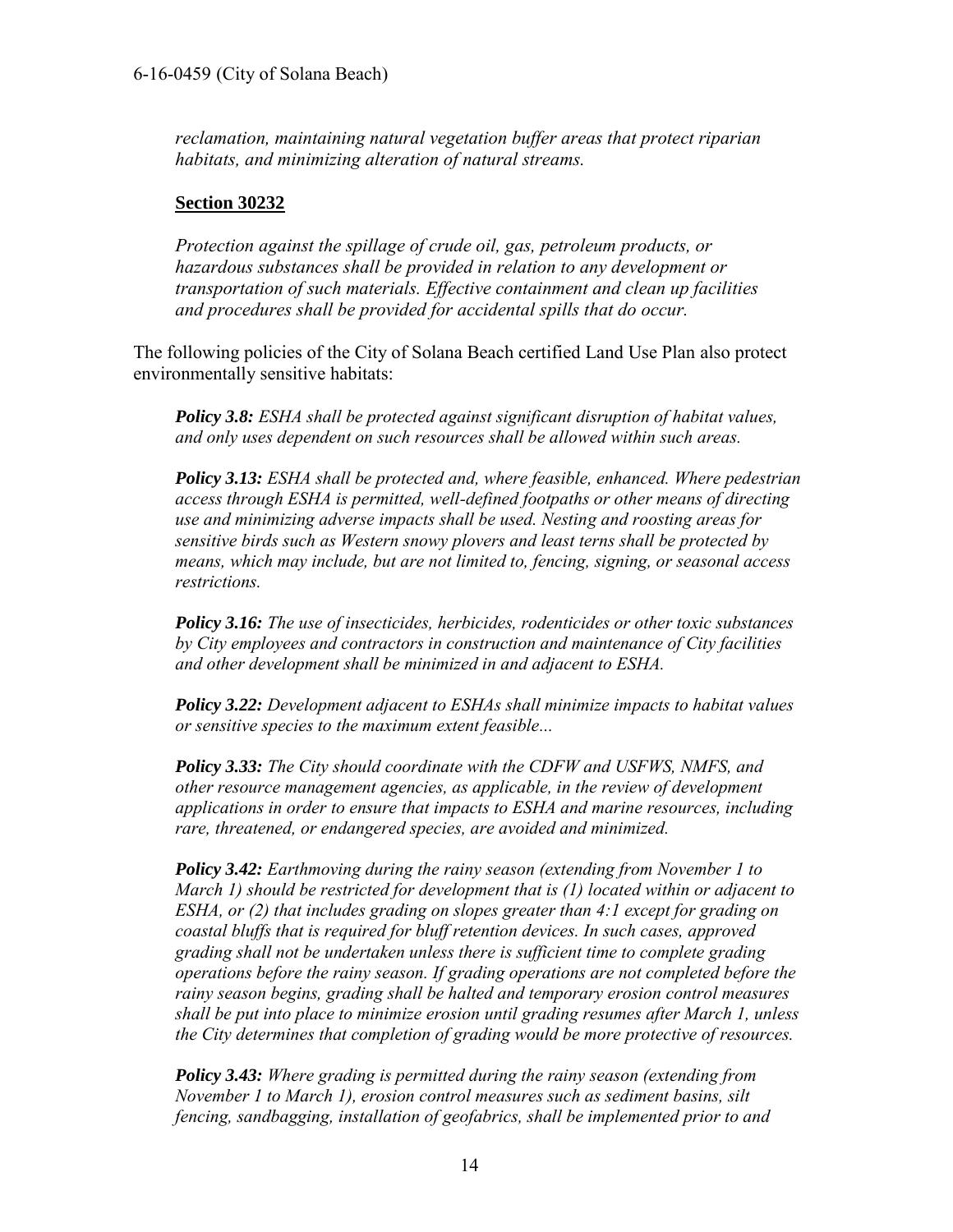*reclamation, maintaining natural vegetation buffer areas that protect riparian habitats, and minimizing alteration of natural streams.*

**Section 30232**

*Protection against the spillage of crude oil, gas, petroleum products, or hazardous substances shall be provided in relation to any development or transportation of such materials. Effective containment and clean up facilities and procedures shall be provided for accidental spills that do occur.*

The following policies of the City of Solana Beach certified Land Use Plan also protect environmentally sensitive habitats:

***Policy 3.8:*** *ESHA shall be protected against significant disruption of habitat values, and only uses dependent on such resources shall be allowed within such areas.*

***Policy 3.13:*** *ESHA shall be protected and, where feasible, enhanced. Where pedestrian access through ESHA is permitted, well-defined footpaths or other means of directing use and minimizing adverse impacts shall be used. Nesting and roosting areas for sensitive birds such as Western snowy plovers and least terns shall be protected by means, which may include, but are not limited to, fencing, signing, or seasonal access restrictions.*

***Policy 3.16:*** *The use of insecticides, herbicides, rodenticides or other toxic substances by City employees and contractors in construction and maintenance of City facilities and other development shall be minimized in and adjacent to ESHA.*

***Policy 3.22:*** *Development adjacent to ESHAs shall minimize impacts to habitat values or sensitive species to the maximum extent feasible...*

***Policy 3.33:*** *The City should coordinate with the CDFW and USFWS, NMFS, and other resource management agencies, as applicable, in the review of development applications in order to ensure that impacts to ESHA and marine resources, including rare, threatened, or endangered species, are avoided and minimized.*

***Policy 3.42:*** *Earthmoving during the rainy season (extending from November 1 to March 1) should be restricted for development that is (1) located within or adjacent to ESHA, or (2) that includes grading on slopes greater than 4:1 except for grading on coastal bluffs that is required for bluff retention devices. In such cases, approved grading shall not be undertaken unless there is sufficient time to complete grading operations before the rainy season. If grading operations are not completed before the rainy season begins, grading shall be halted and temporary erosion control measures shall be put into place to minimize erosion until grading resumes after March 1, unless the City determines that completion of grading would be more protective of resources.*

***Policy 3.43:*** *Where grading is permitted during the rainy season (extending from November 1 to March 1), erosion control measures such as sediment basins, silt fencing, sandbagging, installation of geofabrics, shall be implemented prior to and*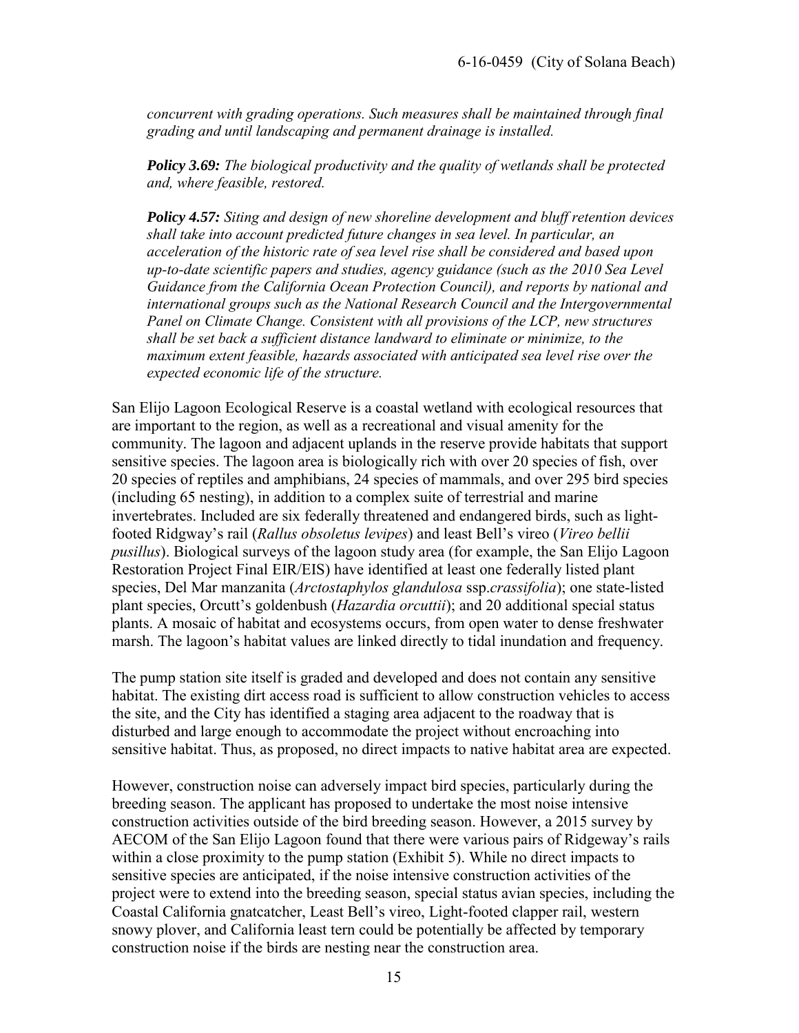*concurrent with grading operations. Such measures shall be maintained through final grading and until landscaping and permanent drainage is installed.*

***Policy 3.69:*** *The biological productivity and the quality of wetlands shall be protected and, where feasible, restored.*

***Policy 4.57:*** *Siting and design of new shoreline development and bluff retention devices shall take into account predicted future changes in sea level. In particular, an acceleration of the historic rate of sea level rise shall be considered and based upon up-to-date scientific papers and studies, agency guidance (such as the 2010 Sea Level Guidance from the California Ocean Protection Council), and reports by national and international groups such as the National Research Council and the Intergovernmental Panel on Climate Change. Consistent with all provisions of the LCP, new structures shall be set back a sufficient distance landward to eliminate or minimize, to the maximum extent feasible, hazards associated with anticipated sea level rise over the expected economic life of the structure.*

San Elijo Lagoon Ecological Reserve is a coastal wetland with ecological resources that are important to the region, as well as a recreational and visual amenity for the community. The lagoon and adjacent uplands in the reserve provide habitats that support sensitive species. The lagoon area is biologically rich with over 20 species of fish, over 20 species of reptiles and amphibians, 24 species of mammals, and over 295 bird species (including 65 nesting), in addition to a complex suite of terrestrial and marine invertebrates. Included are six federally threatened and endangered birds, such as light-footed Ridgway's rail (*Rallus obsoletus levipes*) and least Bell's vireo (*Vireo bellii pusillus*). Biological surveys of the lagoon study area (for example, the San Elijo Lagoon Restoration Project Final EIR/EIS) have identified at least one federally listed plant species, Del Mar manzanita (*Arctostaphylos glandulosa* ssp.*crassifolia*); one state-listed plant species, Orcutt's goldenbush (*Hazardia orcuttii*); and 20 additional special status plants. A mosaic of habitat and ecosystems occurs, from open water to dense freshwater marsh. The lagoon's habitat values are linked directly to tidal inundation and frequency.

The pump station site itself is graded and developed and does not contain any sensitive habitat. The existing dirt access road is sufficient to allow construction vehicles to access the site, and the City has identified a staging area adjacent to the roadway that is disturbed and large enough to accommodate the project without encroaching into sensitive habitat. Thus, as proposed, no direct impacts to native habitat area are expected.

However, construction noise can adversely impact bird species, particularly during the breeding season. The applicant has proposed to undertake the most noise intensive construction activities outside of the bird breeding season. However, a 2015 survey by AECOM of the San Elijo Lagoon found that there were various pairs of Ridgeway's rails within a close proximity to the pump station (Exhibit 5). While no direct impacts to sensitive species are anticipated, if the noise intensive construction activities of the project were to extend into the breeding season, special status avian species, including the Coastal California gnatcatcher, Least Bell's vireo, Light-footed clapper rail, western snowy plover, and California least tern could be potentially be affected by temporary construction noise if the birds are nesting near the construction area.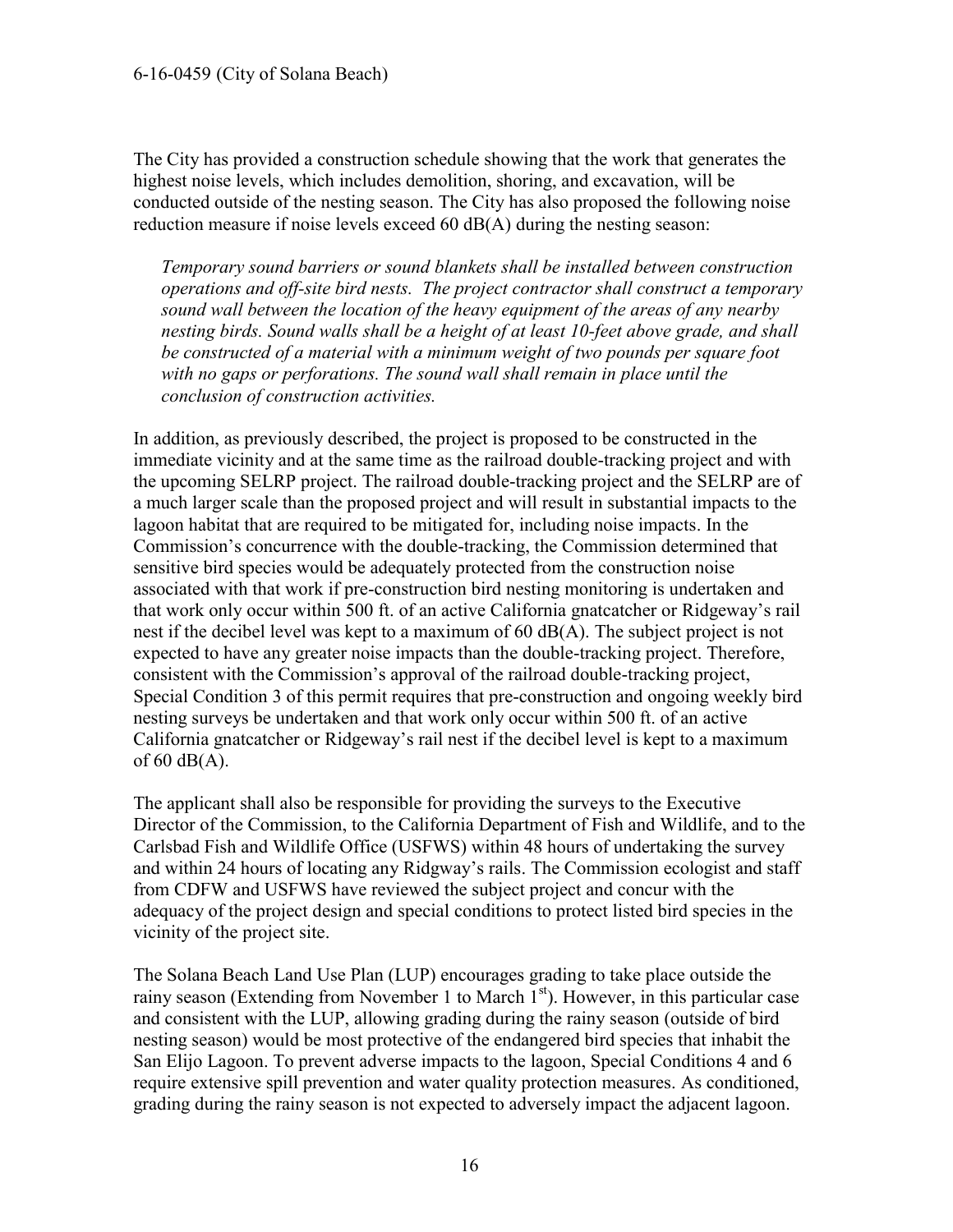The City has provided a construction schedule showing that the work that generates the highest noise levels, which includes demolition, shoring, and excavation, will be conducted outside of the nesting season. The City has also proposed the following noise reduction measure if noise levels exceed 60 dB(A) during the nesting season:

> *Temporary sound barriers or sound blankets shall be installed between construction operations and off-site bird nests. The project contractor shall construct a temporary sound wall between the location of the heavy equipment of the areas of any nearby nesting birds. Sound walls shall be a height of at least 10-feet above grade, and shall be constructed of a material with a minimum weight of two pounds per square foot with no gaps or perforations. The sound wall shall remain in place until the conclusion of construction activities.*

In addition, as previously described, the project is proposed to be constructed in the immediate vicinity and at the same time as the railroad double-tracking project and with the upcoming SELRP project. The railroad double-tracking project and the SELRP are of a much larger scale than the proposed project and will result in substantial impacts to the lagoon habitat that are required to be mitigated for, including noise impacts. In the Commission's concurrence with the double-tracking, the Commission determined that sensitive bird species would be adequately protected from the construction noise associated with that work if pre-construction bird nesting monitoring is undertaken and that work only occur within 500 ft. of an active California gnatcatcher or Ridgeway's rail nest if the decibel level was kept to a maximum of 60 dB(A). The subject project is not expected to have any greater noise impacts than the double-tracking project. Therefore, consistent with the Commission's approval of the railroad double-tracking project, Special Condition 3 of this permit requires that pre-construction and ongoing weekly bird nesting surveys be undertaken and that work only occur within 500 ft. of an active California gnatcatcher or Ridgeway's rail nest if the decibel level is kept to a maximum of 60 dB(A).

The applicant shall also be responsible for providing the surveys to the Executive Director of the Commission, to the California Department of Fish and Wildlife, and to the Carlsbad Fish and Wildlife Office (USFWS) within 48 hours of undertaking the survey and within 24 hours of locating any Ridgway's rails. The Commission ecologist and staff from CDFW and USFWS have reviewed the subject project and concur with the adequacy of the project design and special conditions to protect listed bird species in the vicinity of the project site.

The Solana Beach Land Use Plan (LUP) encourages grading to take place outside the rainy season (Extending from November 1 to March 1st). However, in this particular case and consistent with the LUP, allowing grading during the rainy season (outside of bird nesting season) would be most protective of the endangered bird species that inhabit the San Elijo Lagoon. To prevent adverse impacts to the lagoon, Special Conditions 4 and 6 require extensive spill prevention and water quality protection measures. As conditioned, grading during the rainy season is not expected to adversely impact the adjacent lagoon.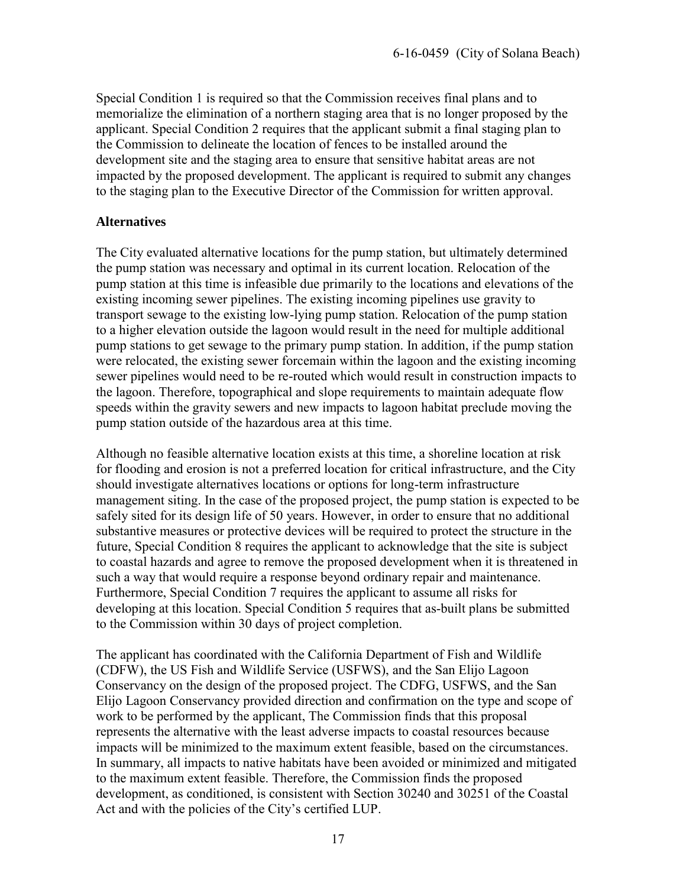Special Condition 1 is required so that the Commission receives final plans and to memorialize the elimination of a northern staging area that is no longer proposed by the applicant. Special Condition 2 requires that the applicant submit a final staging plan to the Commission to delineate the location of fences to be installed around the development site and the staging area to ensure that sensitive habitat areas are not impacted by the proposed development. The applicant is required to submit any changes to the staging plan to the Executive Director of the Commission for written approval.

**Alternatives**

The City evaluated alternative locations for the pump station, but ultimately determined the pump station was necessary and optimal in its current location. Relocation of the pump station at this time is infeasible due primarily to the locations and elevations of the existing incoming sewer pipelines. The existing incoming pipelines use gravity to transport sewage to the existing low-lying pump station. Relocation of the pump station to a higher elevation outside the lagoon would result in the need for multiple additional pump stations to get sewage to the primary pump station. In addition, if the pump station were relocated, the existing sewer forcemain within the lagoon and the existing incoming sewer pipelines would need to be re-routed which would result in construction impacts to the lagoon. Therefore, topographical and slope requirements to maintain adequate flow speeds within the gravity sewers and new impacts to lagoon habitat preclude moving the pump station outside of the hazardous area at this time.

Although no feasible alternative location exists at this time, a shoreline location at risk for flooding and erosion is not a preferred location for critical infrastructure, and the City should investigate alternatives locations or options for long-term infrastructure management siting. In the case of the proposed project, the pump station is expected to be safely sited for its design life of 50 years. However, in order to ensure that no additional substantive measures or protective devices will be required to protect the structure in the future, Special Condition 8 requires the applicant to acknowledge that the site is subject to coastal hazards and agree to remove the proposed development when it is threatened in such a way that would require a response beyond ordinary repair and maintenance. Furthermore, Special Condition 7 requires the applicant to assume all risks for developing at this location. Special Condition 5 requires that as-built plans be submitted to the Commission within 30 days of project completion.

The applicant has coordinated with the California Department of Fish and Wildlife (CDFW), the US Fish and Wildlife Service (USFWS), and the San Elijo Lagoon Conservancy on the design of the proposed project. The CDFG, USFWS, and the San Elijo Lagoon Conservancy provided direction and confirmation on the type and scope of work to be performed by the applicant, The Commission finds that this proposal represents the alternative with the least adverse impacts to coastal resources because impacts will be minimized to the maximum extent feasible, based on the circumstances. In summary, all impacts to native habitats have been avoided or minimized and mitigated to the maximum extent feasible. Therefore, the Commission finds the proposed development, as conditioned, is consistent with Section 30240 and 30251 of the Coastal Act and with the policies of the City's certified LUP.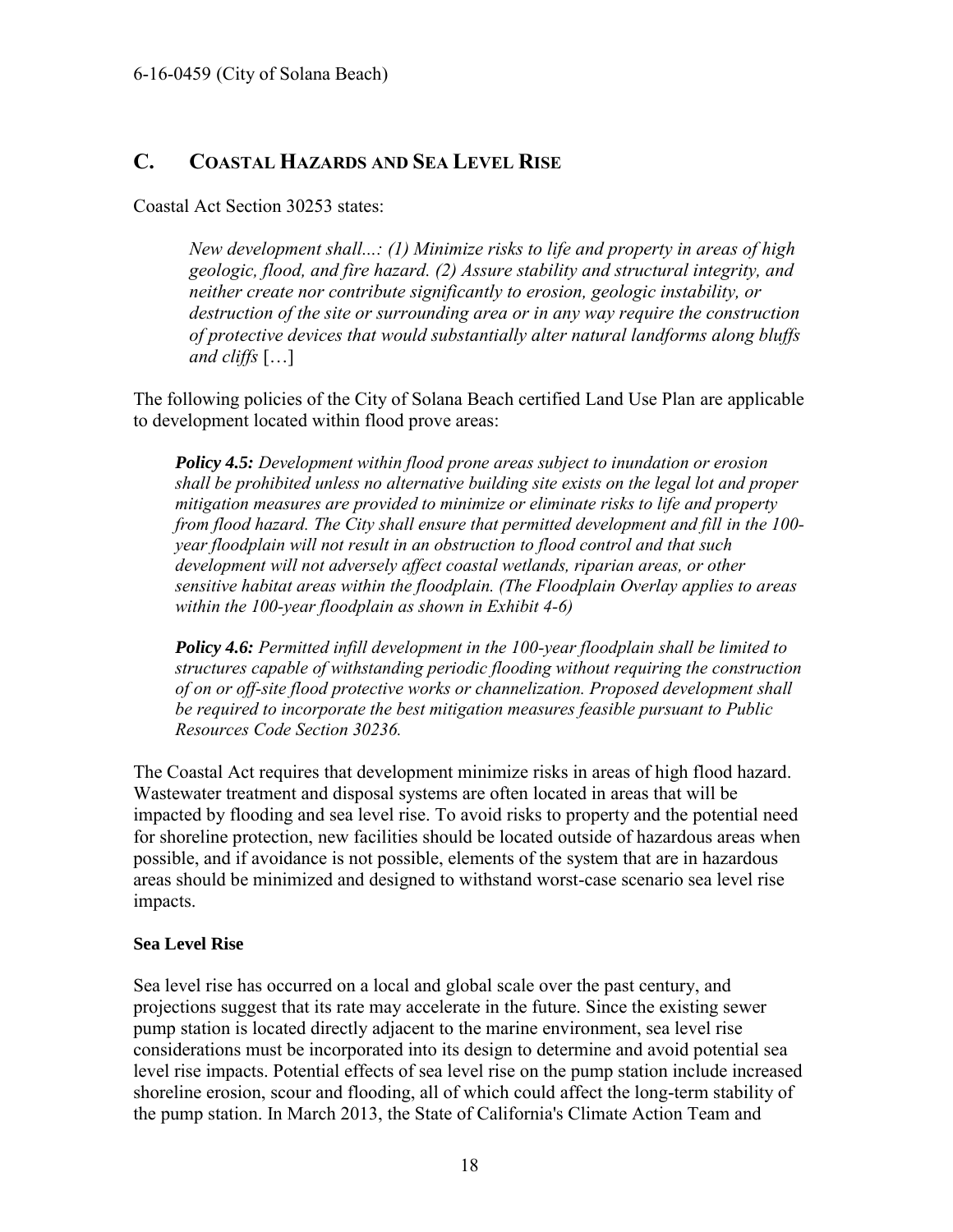## C. Coastal Hazards and Sea Level Rise

Coastal Act Section 30253 states:

> *New development shall...: (1) Minimize risks to life and property in areas of high geologic, flood, and fire hazard. (2) Assure stability and structural integrity, and neither create nor contribute significantly to erosion, geologic instability, or destruction of the site or surrounding area or in any way require the construction of protective devices that would substantially alter natural landforms along bluffs and cliffs* […]

The following policies of the City of Solana Beach certified Land Use Plan are applicable to development located within flood prove areas:

> ***Policy 4.5:*** *Development within flood prone areas subject to inundation or erosion shall be prohibited unless no alternative building site exists on the legal lot and proper mitigation measures are provided to minimize or eliminate risks to life and property from flood hazard. The City shall ensure that permitted development and fill in the 100-year floodplain will not result in an obstruction to flood control and that such development will not adversely affect coastal wetlands, riparian areas, or other sensitive habitat areas within the floodplain. (The Floodplain Overlay applies to areas within the 100-year floodplain as shown in Exhibit 4-6)*
>
> ***Policy 4.6:*** *Permitted infill development in the 100-year floodplain shall be limited to structures capable of withstanding periodic flooding without requiring the construction of on or off-site flood protective works or channelization. Proposed development shall be required to incorporate the best mitigation measures feasible pursuant to Public Resources Code Section 30236.*

The Coastal Act requires that development minimize risks in areas of high flood hazard. Wastewater treatment and disposal systems are often located in areas that will be impacted by flooding and sea level rise. To avoid risks to property and the potential need for shoreline protection, new facilities should be located outside of hazardous areas when possible, and if avoidance is not possible, elements of the system that are in hazardous areas should be minimized and designed to withstand worst-case scenario sea level rise impacts.

**Sea Level Rise**

Sea level rise has occurred on a local and global scale over the past century, and projections suggest that its rate may accelerate in the future. Since the existing sewer pump station is located directly adjacent to the marine environment, sea level rise considerations must be incorporated into its design to determine and avoid potential sea level rise impacts. Potential effects of sea level rise on the pump station include increased shoreline erosion, scour and flooding, all of which could affect the long-term stability of the pump station. In March 2013, the State of California's Climate Action Team and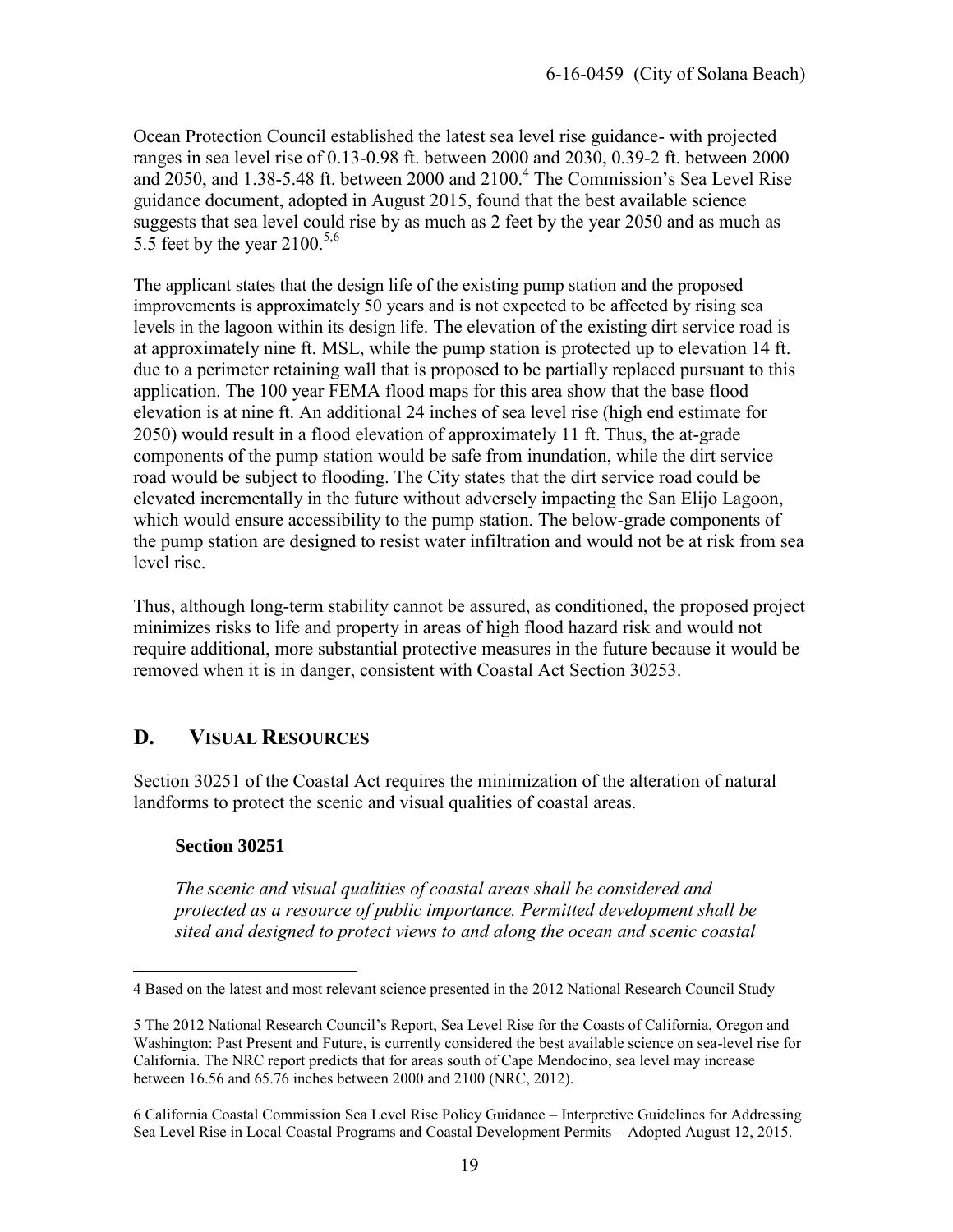Ocean Protection Council established the latest sea level rise guidance- with projected ranges in sea level rise of 0.13-0.98 ft. between 2000 and 2030, 0.39-2 ft. between 2000 and 2050, and 1.38-5.48 ft. between 2000 and 2100.[4] The Commission's Sea Level Rise guidance document, adopted in August 2015, found that the best available science suggests that sea level could rise by as much as 2 feet by the year 2050 and as much as 5.5 feet by the year 2100.[5,6]

The applicant states that the design life of the existing pump station and the proposed improvements is approximately 50 years and is not expected to be affected by rising sea levels in the lagoon within its design life. The elevation of the existing dirt service road is at approximately nine ft. MSL, while the pump station is protected up to elevation 14 ft. due to a perimeter retaining wall that is proposed to be partially replaced pursuant to this application. The 100 year FEMA flood maps for this area show that the base flood elevation is at nine ft. An additional 24 inches of sea level rise (high end estimate for 2050) would result in a flood elevation of approximately 11 ft. Thus, the at-grade components of the pump station would be safe from inundation, while the dirt service road would be subject to flooding. The City states that the dirt service road could be elevated incrementally in the future without adversely impacting the San Elijo Lagoon, which would ensure accessibility to the pump station. The below-grade components of the pump station are designed to resist water infiltration and would not be at risk from sea level rise.

Thus, although long-term stability cannot be assured, as conditioned, the proposed project minimizes risks to life and property in areas of high flood hazard risk and would not require additional, more substantial protective measures in the future because it would be removed when it is in danger, consistent with Coastal Act Section 30253.

## D. VISUAL RESOURCES

Section 30251 of the Coastal Act requires the minimization of the alteration of natural landforms to protect the scenic and visual qualities of coastal areas.

**Section 30251**

*The scenic and visual qualities of coastal areas shall be considered and protected as a resource of public importance. Permitted development shall be sited and designed to protect views to and along the ocean and scenic coastal*

---

4 Based on the latest and most relevant science presented in the 2012 National Research Council Study

5 The 2012 National Research Council's Report, Sea Level Rise for the Coasts of California, Oregon and Washington: Past Present and Future, is currently considered the best available science on sea-level rise for California. The NRC report predicts that for areas south of Cape Mendocino, sea level may increase between 16.56 and 65.76 inches between 2000 and 2100 (NRC, 2012).

6 California Coastal Commission Sea Level Rise Policy Guidance – Interpretive Guidelines for Addressing Sea Level Rise in Local Coastal Programs and Coastal Development Permits – Adopted August 12, 2015.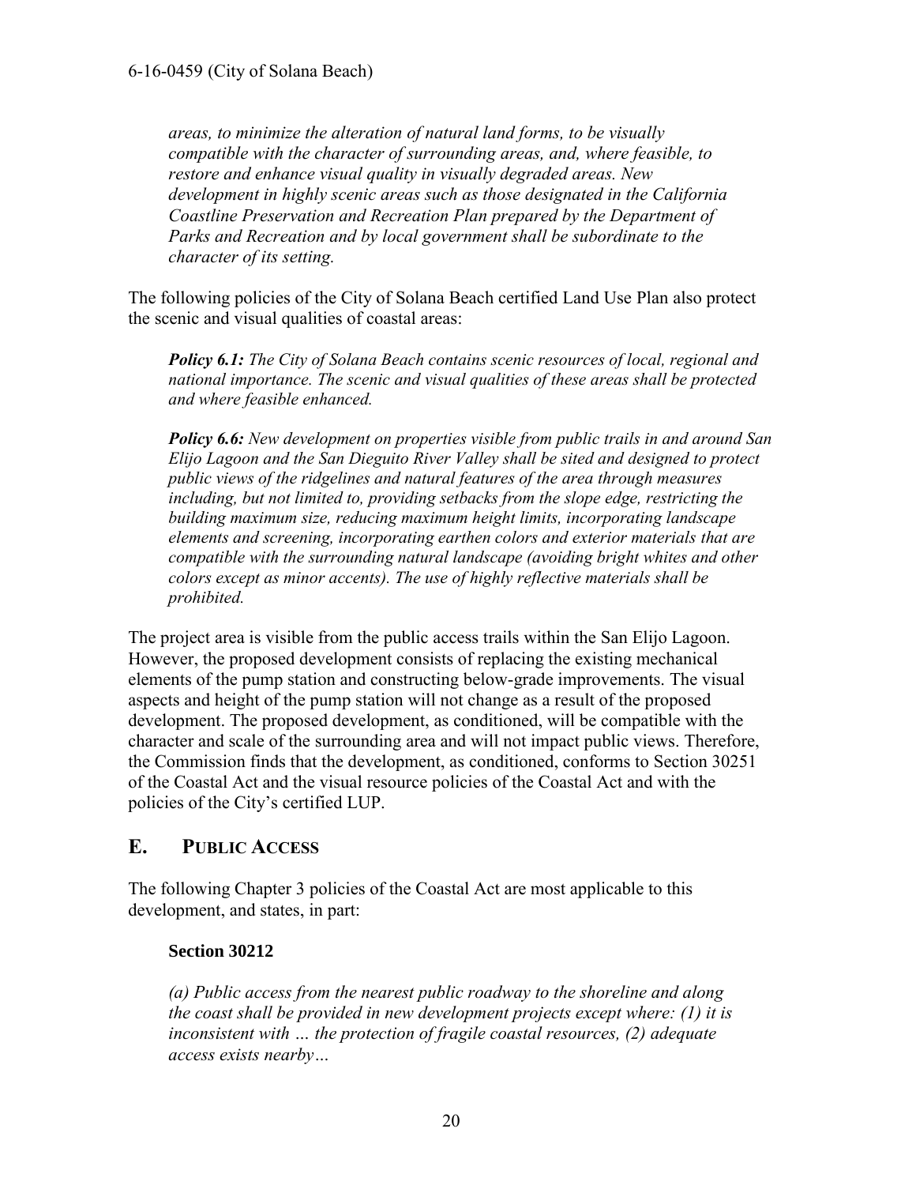*areas, to minimize the alteration of natural land forms, to be visually compatible with the character of surrounding areas, and, where feasible, to restore and enhance visual quality in visually degraded areas. New development in highly scenic areas such as those designated in the California Coastline Preservation and Recreation Plan prepared by the Department of Parks and Recreation and by local government shall be subordinate to the character of its setting.*

The following policies of the City of Solana Beach certified Land Use Plan also protect the scenic and visual qualities of coastal areas:

> ***Policy 6.1:*** *The City of Solana Beach contains scenic resources of local, regional and national importance. The scenic and visual qualities of these areas shall be protected and where feasible enhanced.*
>
> ***Policy 6.6:*** *New development on properties visible from public trails in and around San Elijo Lagoon and the San Dieguito River Valley shall be sited and designed to protect public views of the ridgelines and natural features of the area through measures including, but not limited to, providing setbacks from the slope edge, restricting the building maximum size, reducing maximum height limits, incorporating landscape elements and screening, incorporating earthen colors and exterior materials that are compatible with the surrounding natural landscape (avoiding bright whites and other colors except as minor accents). The use of highly reflective materials shall be prohibited.*

The project area is visible from the public access trails within the San Elijo Lagoon. However, the proposed development consists of replacing the existing mechanical elements of the pump station and constructing below-grade improvements. The visual aspects and height of the pump station will not change as a result of the proposed development. The proposed development, as conditioned, will be compatible with the character and scale of the surrounding area and will not impact public views. Therefore, the Commission finds that the development, as conditioned, conforms to Section 30251 of the Coastal Act and the visual resource policies of the Coastal Act and with the policies of the City's certified LUP.

## E. PUBLIC ACCESS

The following Chapter 3 policies of the Coastal Act are most applicable to this development, and states, in part:

> **Section 30212**
>
> *(a) Public access from the nearest public roadway to the shoreline and along the coast shall be provided in new development projects except where: (1) it is inconsistent with … the protection of fragile coastal resources, (2) adequate access exists nearby…*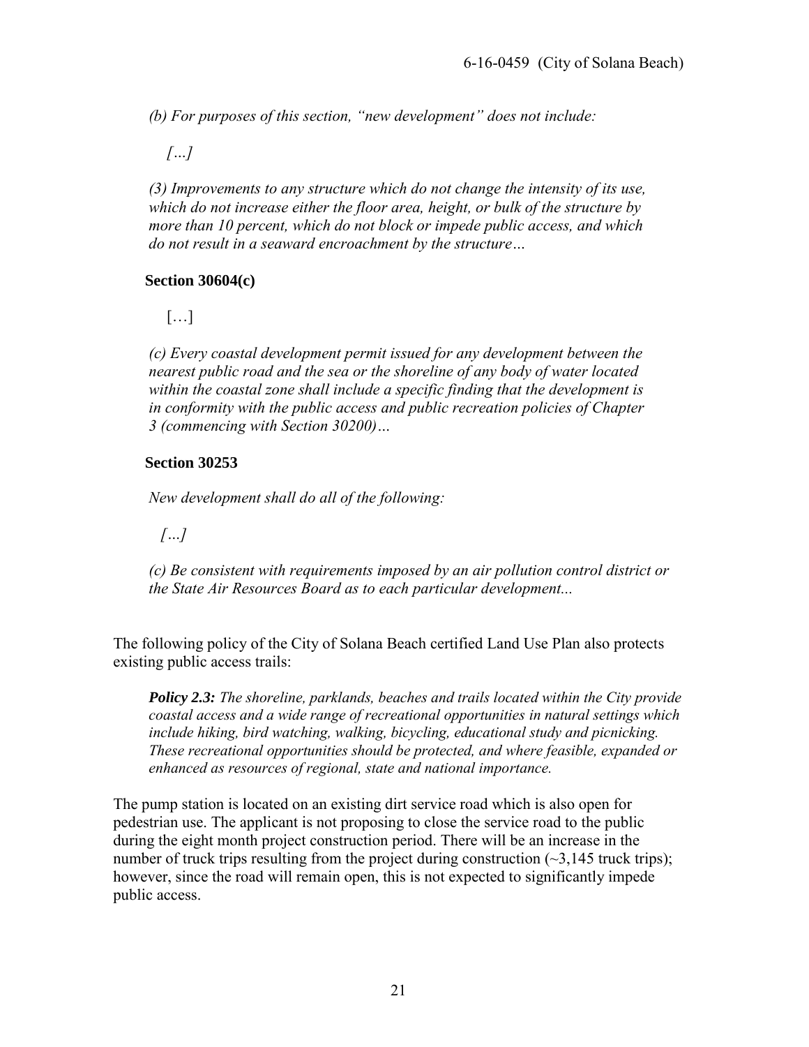*(b) For purposes of this section, "new development" does not include:*

*[…]*

*(3) Improvements to any structure which do not change the intensity of its use, which do not increase either the floor area, height, or bulk of the structure by more than 10 percent, which do not block or impede public access, and which do not result in a seaward encroachment by the structure…*

**Section 30604(c)**

[…]

*(c) Every coastal development permit issued for any development between the nearest public road and the sea or the shoreline of any body of water located within the coastal zone shall include a specific finding that the development is in conformity with the public access and public recreation policies of Chapter 3 (commencing with Section 30200)…*

**Section 30253**

*New development shall do all of the following:*

*[…]*

*(c) Be consistent with requirements imposed by an air pollution control district or the State Air Resources Board as to each particular development...*

The following policy of the City of Solana Beach certified Land Use Plan also protects existing public access trails:

***Policy 2.3:*** *The shoreline, parklands, beaches and trails located within the City provide coastal access and a wide range of recreational opportunities in natural settings which include hiking, bird watching, walking, bicycling, educational study and picnicking. These recreational opportunities should be protected, and where feasible, expanded or enhanced as resources of regional, state and national importance.*

The pump station is located on an existing dirt service road which is also open for pedestrian use. The applicant is not proposing to close the service road to the public during the eight month project construction period. There will be an increase in the number of truck trips resulting from the project during construction (~3,145 truck trips); however, since the road will remain open, this is not expected to significantly impede public access.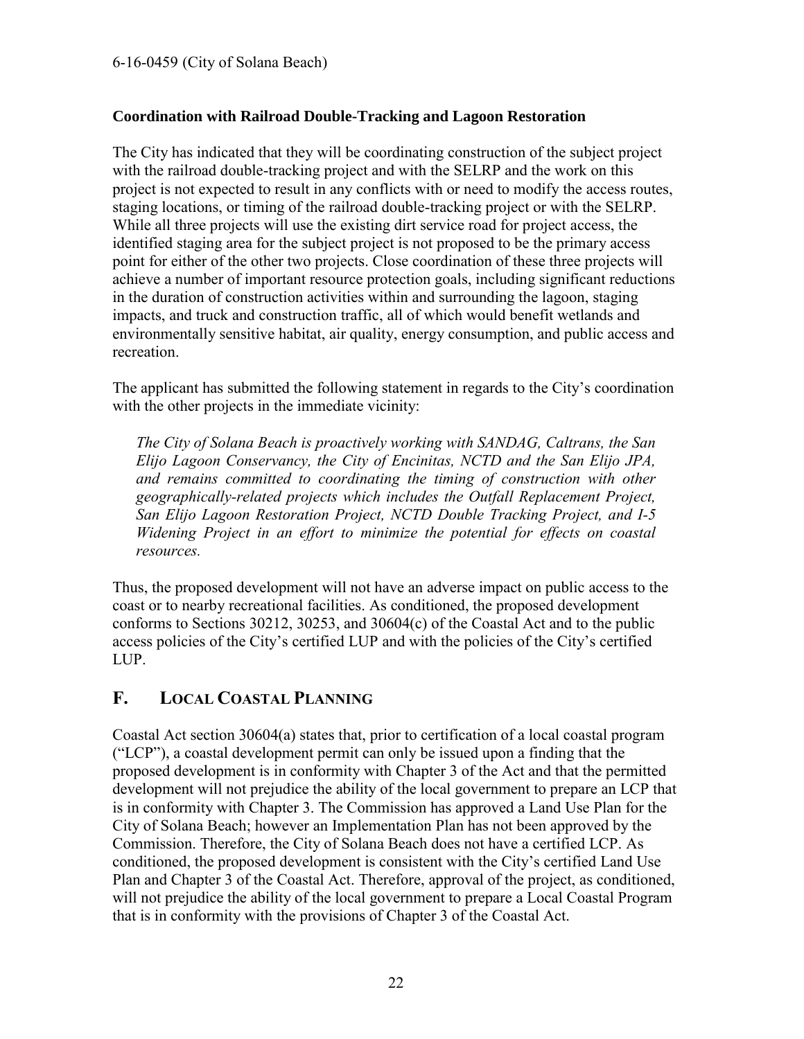**Coordination with Railroad Double-Tracking and Lagoon Restoration**

The City has indicated that they will be coordinating construction of the subject project with the railroad double-tracking project and with the SELRP and the work on this project is not expected to result in any conflicts with or need to modify the access routes, staging locations, or timing of the railroad double-tracking project or with the SELRP. While all three projects will use the existing dirt service road for project access, the identified staging area for the subject project is not proposed to be the primary access point for either of the other two projects. Close coordination of these three projects will achieve a number of important resource protection goals, including significant reductions in the duration of construction activities within and surrounding the lagoon, staging impacts, and truck and construction traffic, all of which would benefit wetlands and environmentally sensitive habitat, air quality, energy consumption, and public access and recreation.

The applicant has submitted the following statement in regards to the City's coordination with the other projects in the immediate vicinity:

> *The City of Solana Beach is proactively working with SANDAG, Caltrans, the San Elijo Lagoon Conservancy, the City of Encinitas, NCTD and the San Elijo JPA, and remains committed to coordinating the timing of construction with other geographically-related projects which includes the Outfall Replacement Project, San Elijo Lagoon Restoration Project, NCTD Double Tracking Project, and I-5 Widening Project in an effort to minimize the potential for effects on coastal resources.*

Thus, the proposed development will not have an adverse impact on public access to the coast or to nearby recreational facilities. As conditioned, the proposed development conforms to Sections 30212, 30253, and 30604(c) of the Coastal Act and to the public access policies of the City's certified LUP and with the policies of the City's certified LUP.

## F. LOCAL COASTAL PLANNING

Coastal Act section 30604(a) states that, prior to certification of a local coastal program ("LCP"), a coastal development permit can only be issued upon a finding that the proposed development is in conformity with Chapter 3 of the Act and that the permitted development will not prejudice the ability of the local government to prepare an LCP that is in conformity with Chapter 3. The Commission has approved a Land Use Plan for the City of Solana Beach; however an Implementation Plan has not been approved by the Commission. Therefore, the City of Solana Beach does not have a certified LCP. As conditioned, the proposed development is consistent with the City's certified Land Use Plan and Chapter 3 of the Coastal Act. Therefore, approval of the project, as conditioned, will not prejudice the ability of the local government to prepare a Local Coastal Program that is in conformity with the provisions of Chapter 3 of the Coastal Act.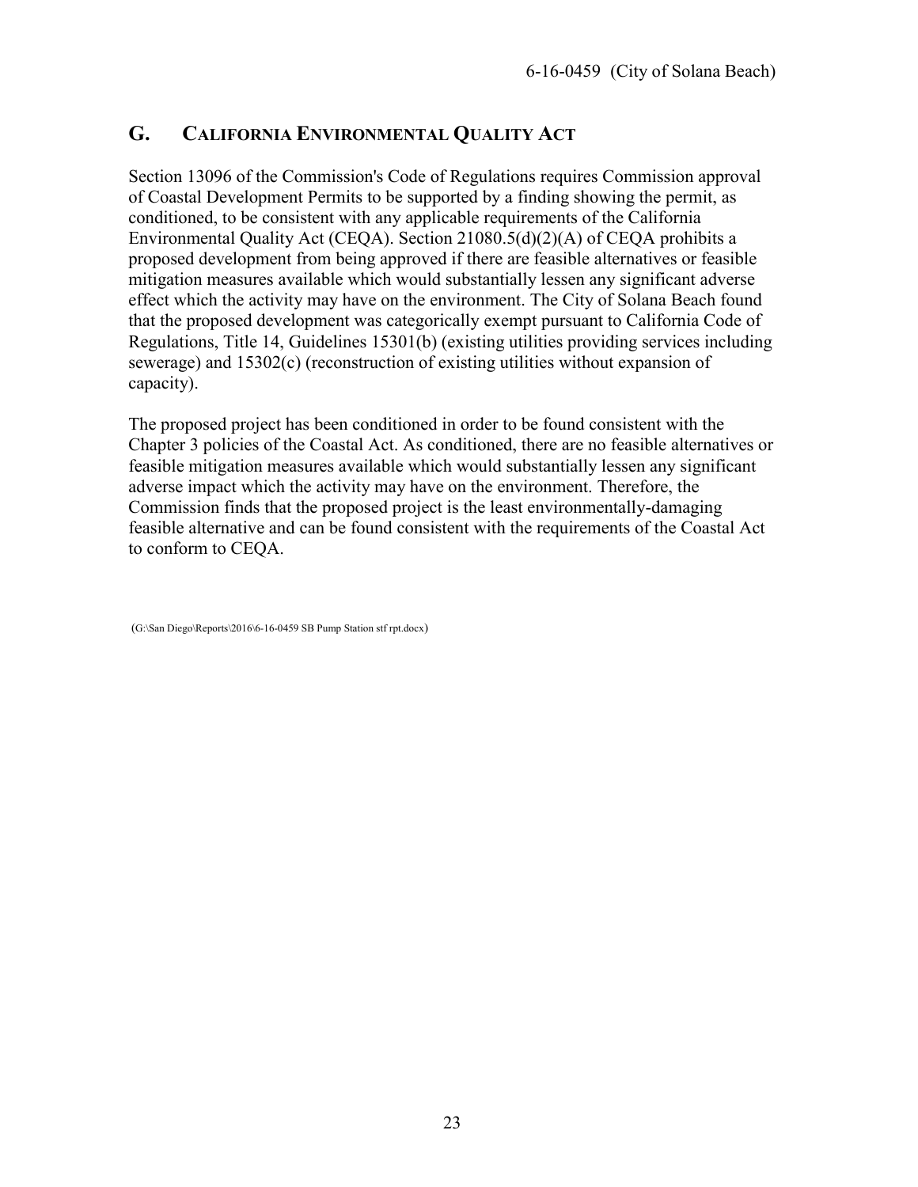## G. CALIFORNIA ENVIRONMENTAL QUALITY ACT

Section 13096 of the Commission's Code of Regulations requires Commission approval of Coastal Development Permits to be supported by a finding showing the permit, as conditioned, to be consistent with any applicable requirements of the California Environmental Quality Act (CEQA). Section 21080.5(d)(2)(A) of CEQA prohibits a proposed development from being approved if there are feasible alternatives or feasible mitigation measures available which would substantially lessen any significant adverse effect which the activity may have on the environment. The City of Solana Beach found that the proposed development was categorically exempt pursuant to California Code of Regulations, Title 14, Guidelines 15301(b) (existing utilities providing services including sewerage) and 15302(c) (reconstruction of existing utilities without expansion of capacity).

The proposed project has been conditioned in order to be found consistent with the Chapter 3 policies of the Coastal Act. As conditioned, there are no feasible alternatives or feasible mitigation measures available which would substantially lessen any significant adverse impact which the activity may have on the environment. Therefore, the Commission finds that the proposed project is the least environmentally-damaging feasible alternative and can be found consistent with the requirements of the Coastal Act to conform to CEQA.

(G:\San Diego\Reports\2016\6-16-0459 SB Pump Station stf rpt.docx)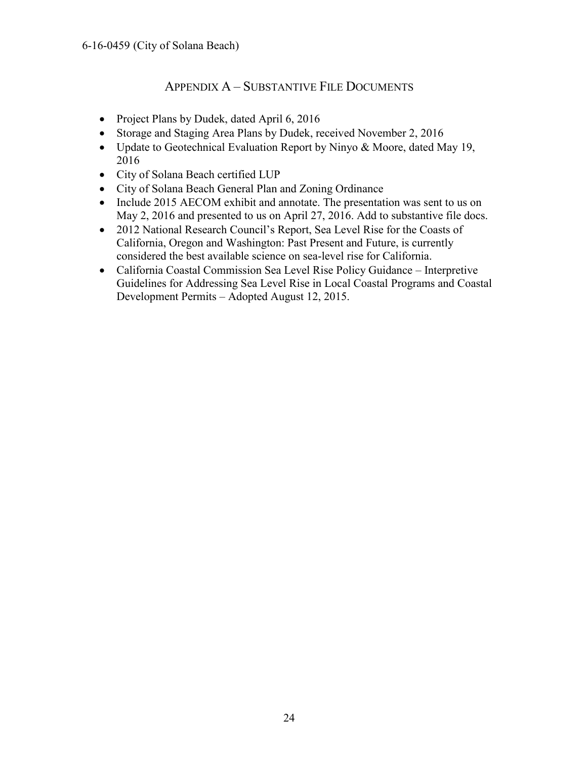## Appendix A – Substantive File Documents

- Project Plans by Dudek, dated April 6, 2016
- Storage and Staging Area Plans by Dudek, received November 2, 2016
- Update to Geotechnical Evaluation Report by Ninyo & Moore, dated May 19, 2016
- City of Solana Beach certified LUP
- City of Solana Beach General Plan and Zoning Ordinance
- Include 2015 AECOM exhibit and annotate. The presentation was sent to us on May 2, 2016 and presented to us on April 27, 2016. Add to substantive file docs.
- 2012 National Research Council's Report, Sea Level Rise for the Coasts of California, Oregon and Washington: Past Present and Future, is currently considered the best available science on sea-level rise for California.
- California Coastal Commission Sea Level Rise Policy Guidance – Interpretive Guidelines for Addressing Sea Level Rise in Local Coastal Programs and Coastal Development Permits – Adopted August 12, 2015.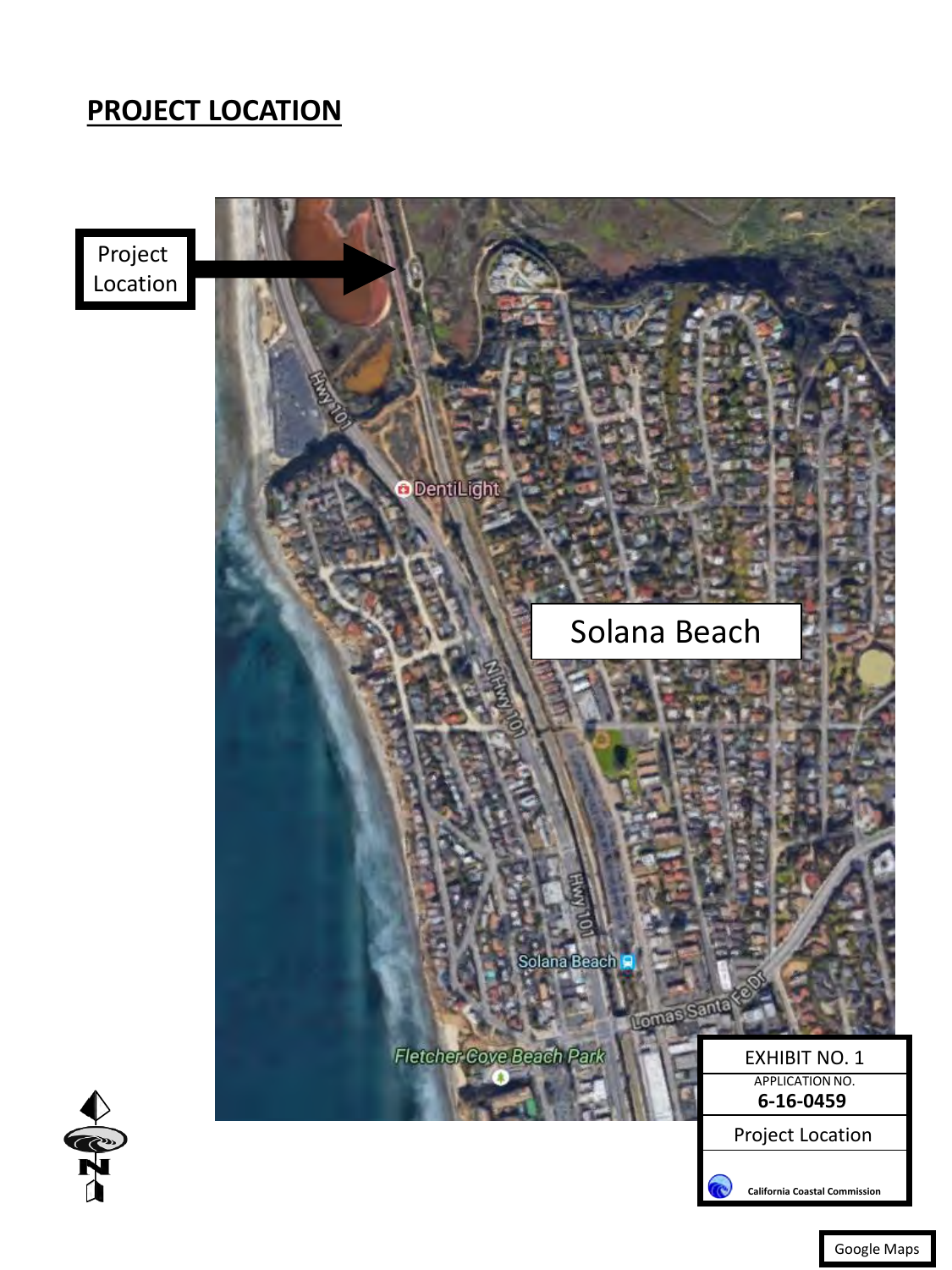## PROJECT LOCATION

Project Location

Solana Beach

| EXHIBIT NO. 1 |
| --- |
| APPLICATION NO. **6-16-0459** |
| Project Location |
| California Coastal Commission |

Google Maps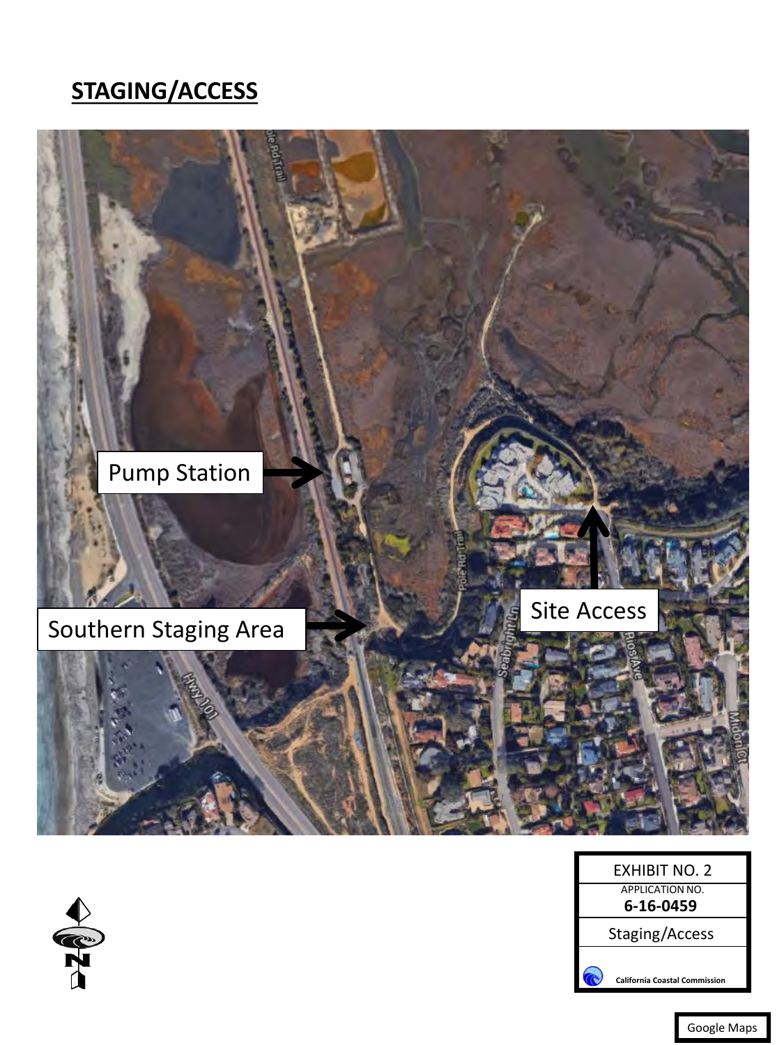## STAGING/ACCESS

Pump Station

Southern Staging Area

Site Access

EXHIBIT NO. 2

APPLICATION NO.

**6-16-0459**

Staging/Access

California Coastal Commission

Google Maps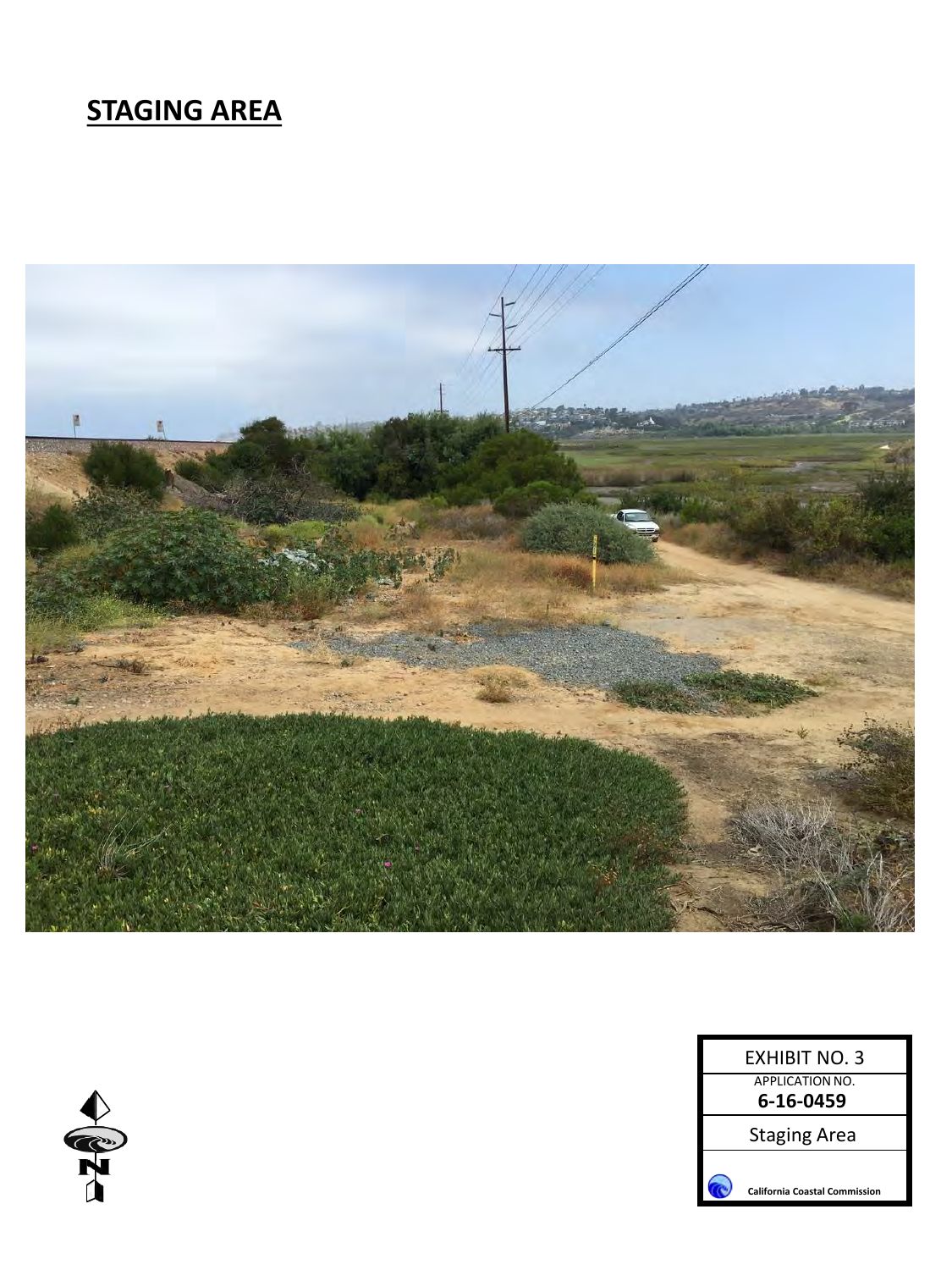## STAGING AREA

| EXHIBIT NO. 3 |
|---|
| APPLICATION NO. **6-16-0459** |
| Staging Area |
| California Coastal Commission |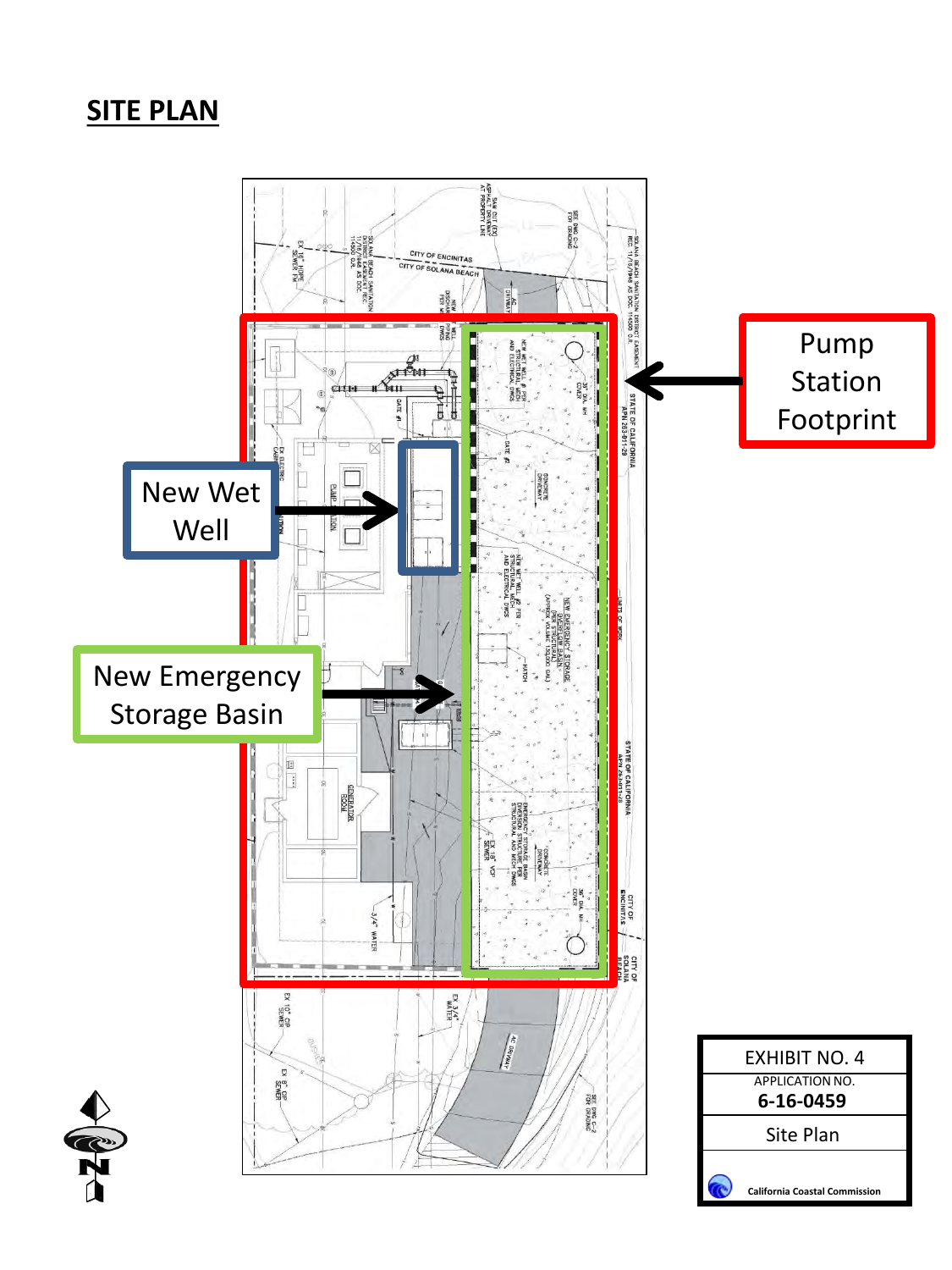## SITE PLAN

Pump Station Footprint

New Wet Well

New Emergency Storage Basin

| EXHIBIT NO. 4 |
|---|
| APPLICATION NO. |
| **6-16-0459** |
| Site Plan |
| **California Coastal Commission** |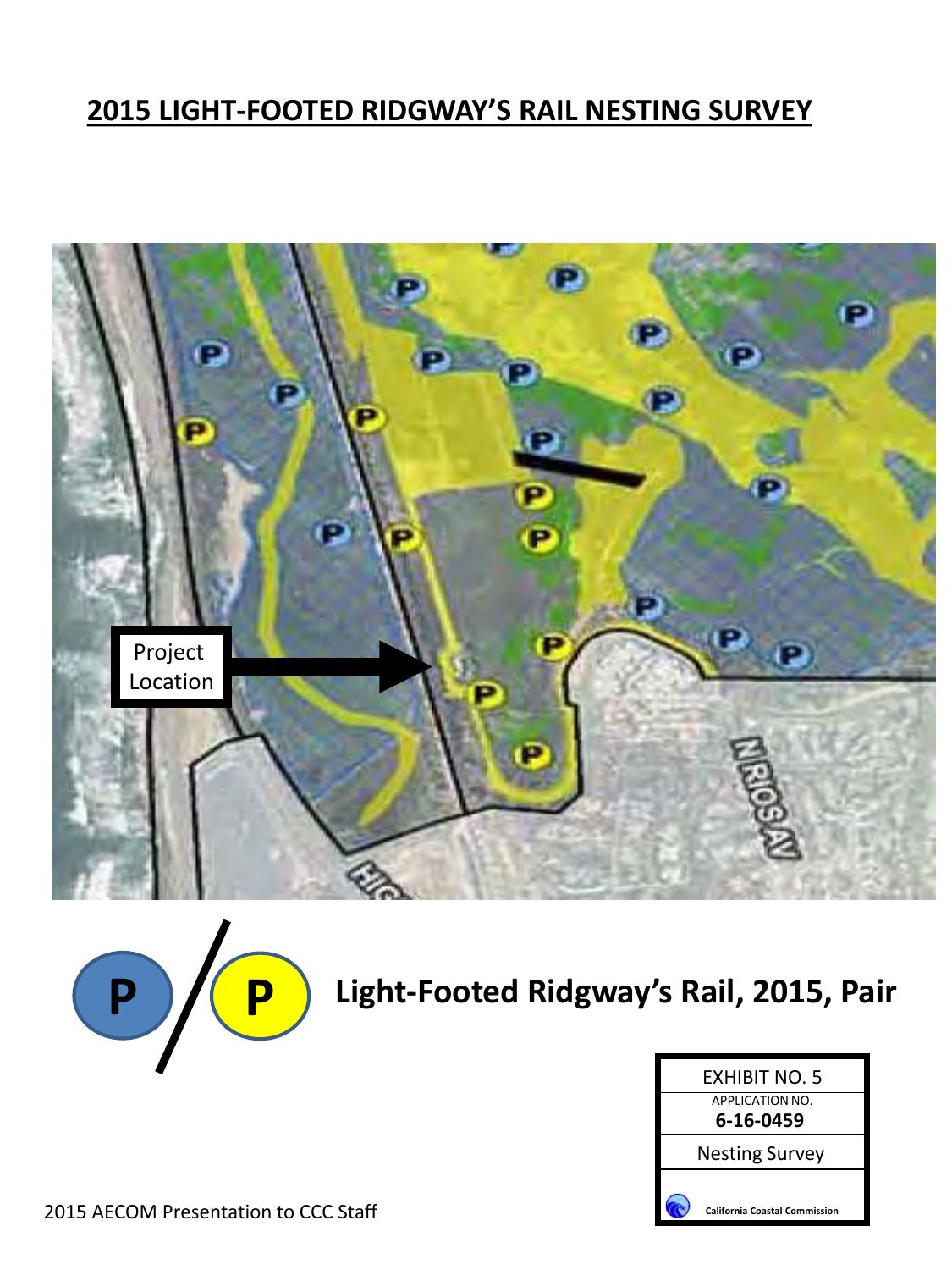# 2015 LIGHT-FOOTED RIDGWAY'S RAIL NESTING SURVEY

Project Location

N RIOS AV

P / P **Light-Footed Ridgway's Rail, 2015, Pair**

| EXHIBIT NO. 5 |
| --- |
| APPLICATION NO. **6-16-0459** |
| Nesting Survey |
| California Coastal Commission |

2015 AECOM Presentation to CCC Staff